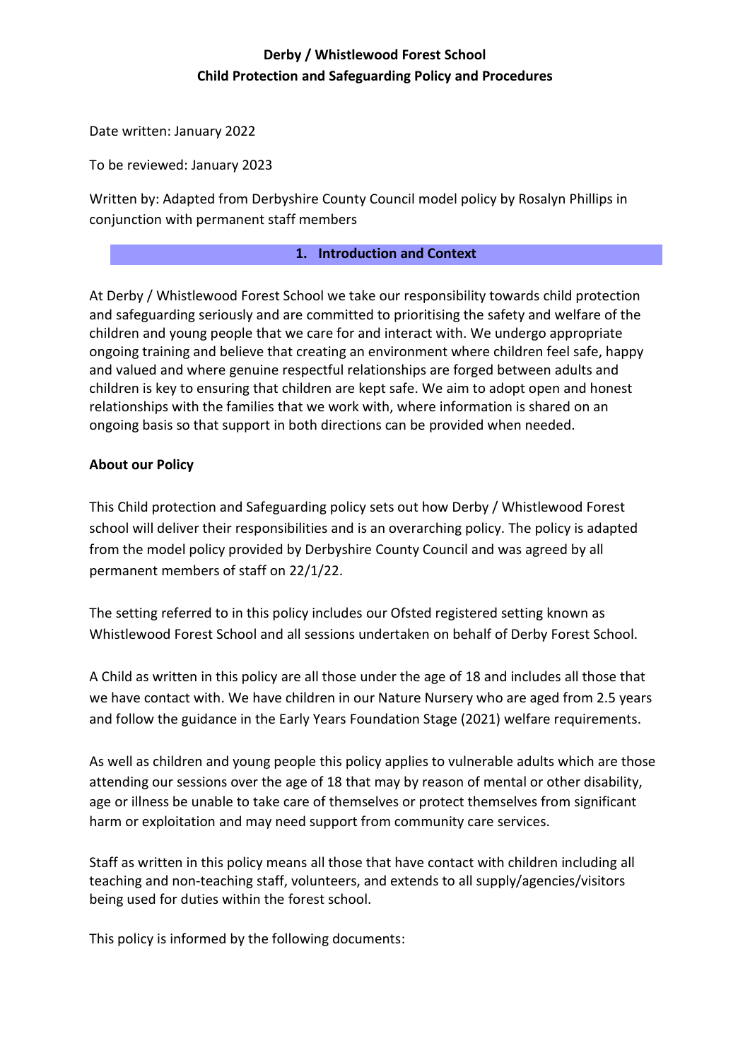# Derby / Whistlewood Forest School
## Child Protection and Safeguarding Policy and Procedures

Date written: January 2022

To be reviewed: January 2023

Written by: Adapted from Derbyshire County Council model policy by Rosalyn Phillips in conjunction with permanent staff members

## 1. Introduction and Context

At Derby / Whistlewood Forest School we take our responsibility towards child protection and safeguarding seriously and are committed to prioritising the safety and welfare of the children and young people that we care for and interact with. We undergo appropriate ongoing training and believe that creating an environment where children feel safe, happy and valued and where genuine respectful relationships are forged between adults and children is key to ensuring that children are kept safe. We aim to adopt open and honest relationships with the families that we work with, where information is shared on an ongoing basis so that support in both directions can be provided when needed.

**About our Policy**

This Child protection and Safeguarding policy sets out how Derby / Whistlewood Forest school will deliver their responsibilities and is an overarching policy. The policy is adapted from the model policy provided by Derbyshire County Council and was agreed by all permanent members of staff on 22/1/22.

The setting referred to in this policy includes our Ofsted registered setting known as Whistlewood Forest School and all sessions undertaken on behalf of Derby Forest School.

A Child as written in this policy are all those under the age of 18 and includes all those that we have contact with. We have children in our Nature Nursery who are aged from 2.5 years and follow the guidance in the Early Years Foundation Stage (2021) welfare requirements.

As well as children and young people this policy applies to vulnerable adults which are those attending our sessions over the age of 18 that may by reason of mental or other disability, age or illness be unable to take care of themselves or protect themselves from significant harm or exploitation and may need support from community care services.

Staff as written in this policy means all those that have contact with children including all teaching and non-teaching staff, volunteers, and extends to all supply/agencies/visitors being used for duties within the forest school.

This policy is informed by the following documents: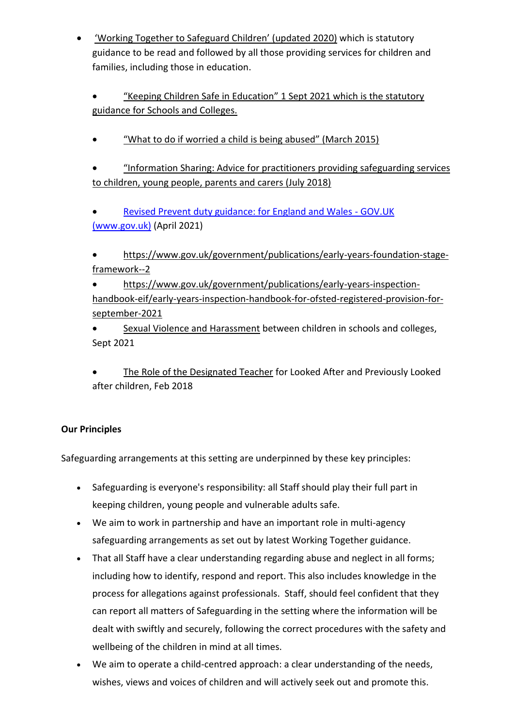- 'Working Together to Safeguard Children' (updated 2020) which is statutory guidance to be read and followed by all those providing services for children and families, including those in education.

- "Keeping Children Safe in Education" 1 Sept 2021 which is the statutory guidance for Schools and Colleges.

- "What to do if worried a child is being abused" (March 2015)

- "Information Sharing: Advice for practitioners providing safeguarding services to children, young people, parents and carers (July 2018)

- Revised Prevent duty guidance: for England and Wales - GOV.UK (www.gov.uk) (April 2021)

- https://www.gov.uk/government/publications/early-years-foundation-stage-framework--2
- https://www.gov.uk/government/publications/early-years-inspection-handbook-eif/early-years-inspection-handbook-for-ofsted-registered-provision-for-september-2021
- Sexual Violence and Harassment between children in schools and colleges, Sept 2021

- The Role of the Designated Teacher for Looked After and Previously Looked after children, Feb 2018

**Our Principles**

Safeguarding arrangements at this setting are underpinned by these key principles:

- Safeguarding is everyone's responsibility: all Staff should play their full part in keeping children, young people and vulnerable adults safe.
- We aim to work in partnership and have an important role in multi-agency safeguarding arrangements as set out by latest Working Together guidance.
- That all Staff have a clear understanding regarding abuse and neglect in all forms; including how to identify, respond and report. This also includes knowledge in the process for allegations against professionals. Staff, should feel confident that they can report all matters of Safeguarding in the setting where the information will be dealt with swiftly and securely, following the correct procedures with the safety and wellbeing of the children in mind at all times.
- We aim to operate a child-centred approach: a clear understanding of the needs, wishes, views and voices of children and will actively seek out and promote this.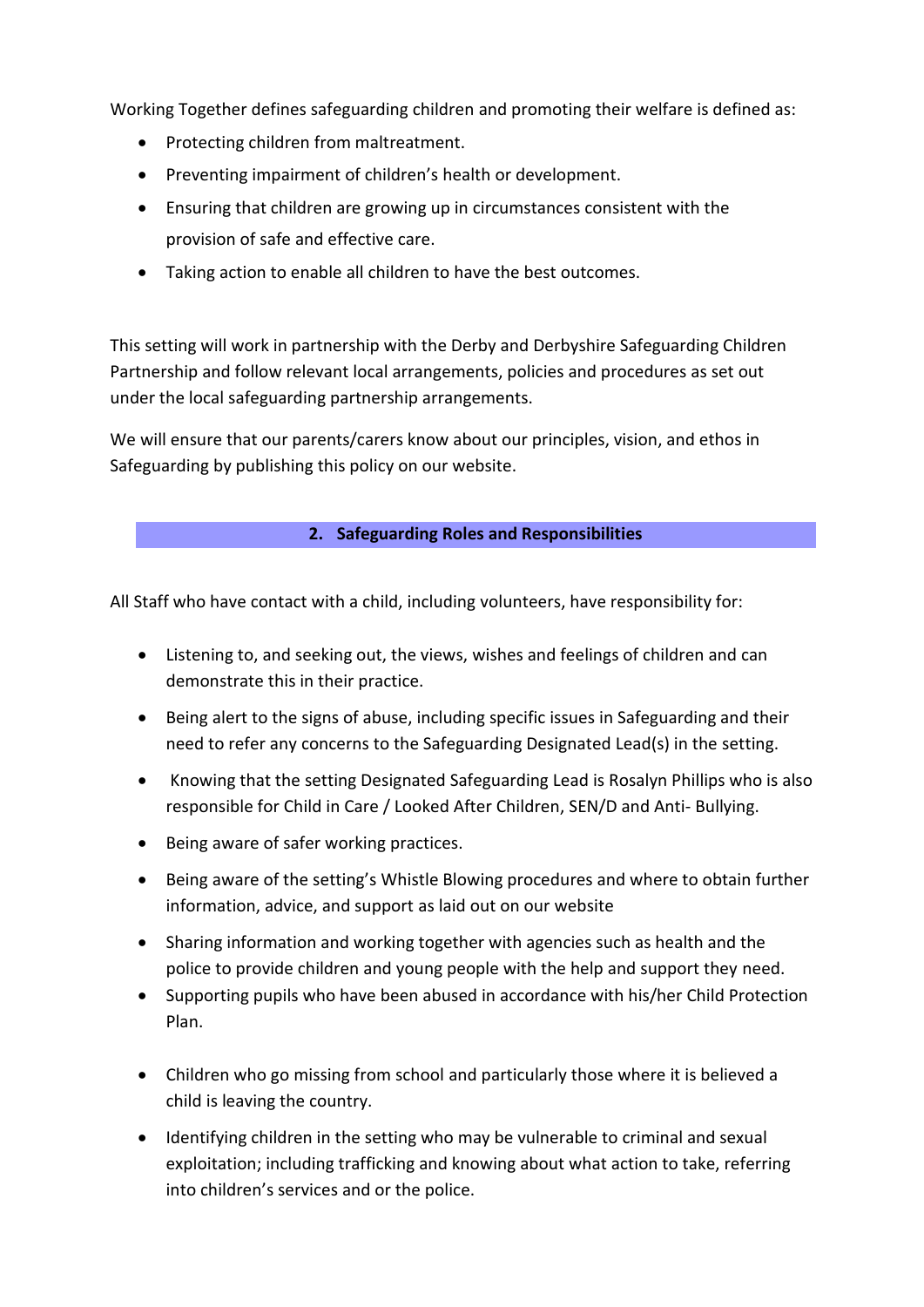Working Together defines safeguarding children and promoting their welfare is defined as:

- Protecting children from maltreatment.
- Preventing impairment of children's health or development.
- Ensuring that children are growing up in circumstances consistent with the provision of safe and effective care.
- Taking action to enable all children to have the best outcomes.

This setting will work in partnership with the Derby and Derbyshire Safeguarding Children Partnership and follow relevant local arrangements, policies and procedures as set out under the local safeguarding partnership arrangements.

We will ensure that our parents/carers know about our principles, vision, and ethos in Safeguarding by publishing this policy on our website.

## 2. Safeguarding Roles and Responsibilities

All Staff who have contact with a child, including volunteers, have responsibility for:

- Listening to, and seeking out, the views, wishes and feelings of children and can demonstrate this in their practice.
- Being alert to the signs of abuse, including specific issues in Safeguarding and their need to refer any concerns to the Safeguarding Designated Lead(s) in the setting.
- Knowing that the setting Designated Safeguarding Lead is Rosalyn Phillips who is also responsible for Child in Care / Looked After Children, SEN/D and Anti- Bullying.
- Being aware of safer working practices.
- Being aware of the setting's Whistle Blowing procedures and where to obtain further information, advice, and support as laid out on our website
- Sharing information and working together with agencies such as health and the police to provide children and young people with the help and support they need.
- Supporting pupils who have been abused in accordance with his/her Child Protection Plan.
- Children who go missing from school and particularly those where it is believed a child is leaving the country.
- Identifying children in the setting who may be vulnerable to criminal and sexual exploitation; including trafficking and knowing about what action to take, referring into children's services and or the police.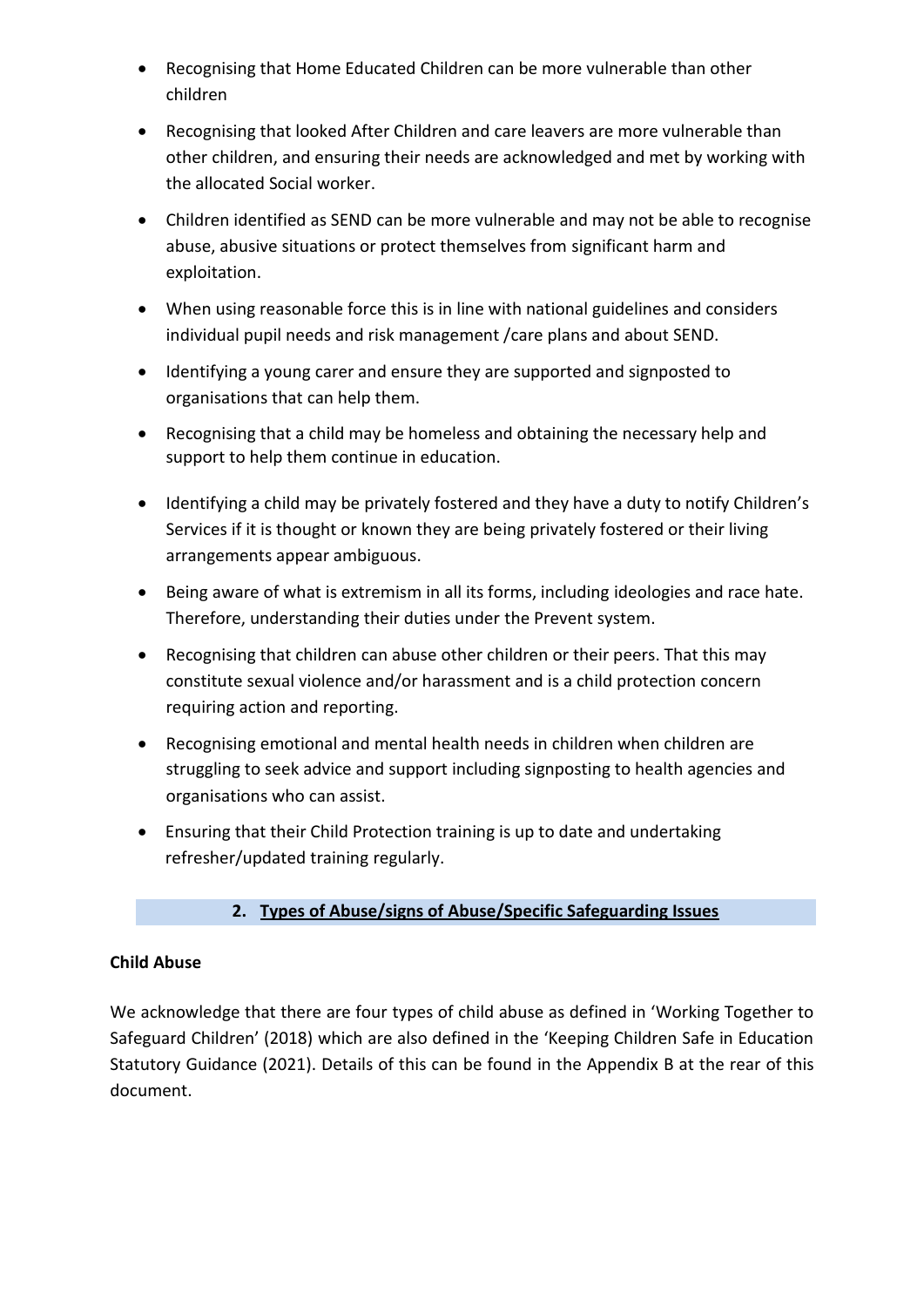- Recognising that Home Educated Children can be more vulnerable than other children
- Recognising that looked After Children and care leavers are more vulnerable than other children, and ensuring their needs are acknowledged and met by working with the allocated Social worker.
- Children identified as SEND can be more vulnerable and may not be able to recognise abuse, abusive situations or protect themselves from significant harm and exploitation.
- When using reasonable force this is in line with national guidelines and considers individual pupil needs and risk management /care plans and about SEND.
- Identifying a young carer and ensure they are supported and signposted to organisations that can help them.
- Recognising that a child may be homeless and obtaining the necessary help and support to help them continue in education.
- Identifying a child may be privately fostered and they have a duty to notify Children's Services if it is thought or known they are being privately fostered or their living arrangements appear ambiguous.
- Being aware of what is extremism in all its forms, including ideologies and race hate. Therefore, understanding their duties under the Prevent system.
- Recognising that children can abuse other children or their peers. That this may constitute sexual violence and/or harassment and is a child protection concern requiring action and reporting.
- Recognising emotional and mental health needs in children when children are struggling to seek advice and support including signposting to health agencies and organisations who can assist.
- Ensuring that their Child Protection training is up to date and undertaking refresher/updated training regularly.

## 2. Types of Abuse/signs of Abuse/Specific Safeguarding Issues

**Child Abuse**

We acknowledge that there are four types of child abuse as defined in 'Working Together to Safeguard Children' (2018) which are also defined in the 'Keeping Children Safe in Education Statutory Guidance (2021). Details of this can be found in the Appendix B at the rear of this document.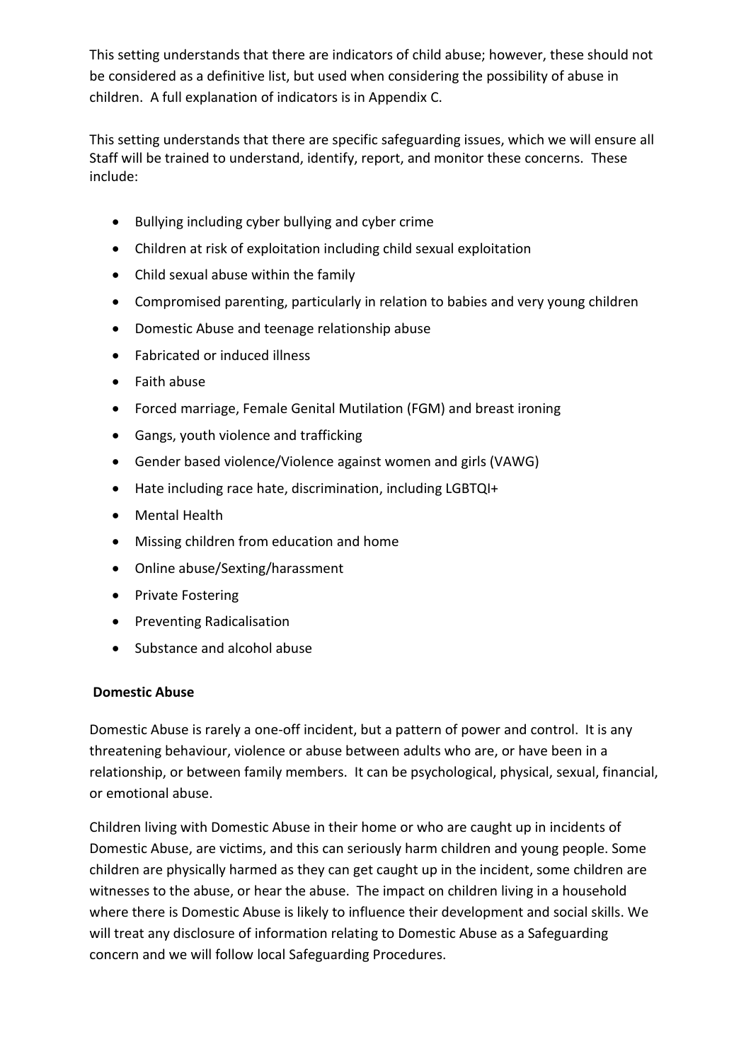This setting understands that there are indicators of child abuse; however, these should not be considered as a definitive list, but used when considering the possibility of abuse in children. A full explanation of indicators is in Appendix C.

This setting understands that there are specific safeguarding issues, which we will ensure all Staff will be trained to understand, identify, report, and monitor these concerns. These include:

- Bullying including cyber bullying and cyber crime
- Children at risk of exploitation including child sexual exploitation
- Child sexual abuse within the family
- Compromised parenting, particularly in relation to babies and very young children
- Domestic Abuse and teenage relationship abuse
- Fabricated or induced illness
- Faith abuse
- Forced marriage, Female Genital Mutilation (FGM) and breast ironing
- Gangs, youth violence and trafficking
- Gender based violence/Violence against women and girls (VAWG)
- Hate including race hate, discrimination, including LGBTQI+
- Mental Health
- Missing children from education and home
- Online abuse/Sexting/harassment
- Private Fostering
- Preventing Radicalisation
- Substance and alcohol abuse

**Domestic Abuse**

Domestic Abuse is rarely a one-off incident, but a pattern of power and control. It is any threatening behaviour, violence or abuse between adults who are, or have been in a relationship, or between family members. It can be psychological, physical, sexual, financial, or emotional abuse.

Children living with Domestic Abuse in their home or who are caught up in incidents of Domestic Abuse, are victims, and this can seriously harm children and young people. Some children are physically harmed as they can get caught up in the incident, some children are witnesses to the abuse, or hear the abuse. The impact on children living in a household where there is Domestic Abuse is likely to influence their development and social skills. We will treat any disclosure of information relating to Domestic Abuse as a Safeguarding concern and we will follow local Safeguarding Procedures.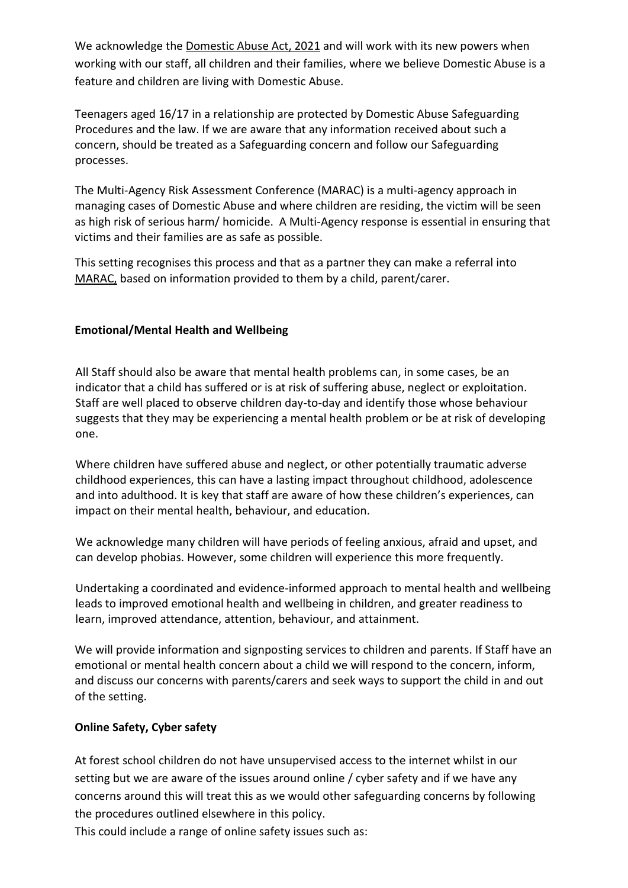We acknowledge the Domestic Abuse Act, 2021 and will work with its new powers when working with our staff, all children and their families, where we believe Domestic Abuse is a feature and children are living with Domestic Abuse.

Teenagers aged 16/17 in a relationship are protected by Domestic Abuse Safeguarding Procedures and the law. If we are aware that any information received about such a concern, should be treated as a Safeguarding concern and follow our Safeguarding processes.

The Multi-Agency Risk Assessment Conference (MARAC) is a multi-agency approach in managing cases of Domestic Abuse and where children are residing, the victim will be seen as high risk of serious harm/ homicide. A Multi-Agency response is essential in ensuring that victims and their families are as safe as possible.

This setting recognises this process and that as a partner they can make a referral into MARAC, based on information provided to them by a child, parent/carer.

**Emotional/Mental Health and Wellbeing**

All Staff should also be aware that mental health problems can, in some cases, be an indicator that a child has suffered or is at risk of suffering abuse, neglect or exploitation. Staff are well placed to observe children day-to-day and identify those whose behaviour suggests that they may be experiencing a mental health problem or be at risk of developing one.

Where children have suffered abuse and neglect, or other potentially traumatic adverse childhood experiences, this can have a lasting impact throughout childhood, adolescence and into adulthood. It is key that staff are aware of how these children's experiences, can impact on their mental health, behaviour, and education.

We acknowledge many children will have periods of feeling anxious, afraid and upset, and can develop phobias. However, some children will experience this more frequently.

Undertaking a coordinated and evidence-informed approach to mental health and wellbeing leads to improved emotional health and wellbeing in children, and greater readiness to learn, improved attendance, attention, behaviour, and attainment.

We will provide information and signposting services to children and parents. If Staff have an emotional or mental health concern about a child we will respond to the concern, inform, and discuss our concerns with parents/carers and seek ways to support the child in and out of the setting.

**Online Safety, Cyber safety**

At forest school children do not have unsupervised access to the internet whilst in our setting but we are aware of the issues around online / cyber safety and if we have any concerns around this will treat this as we would other safeguarding concerns by following the procedures outlined elsewhere in this policy.

This could include a range of online safety issues such as: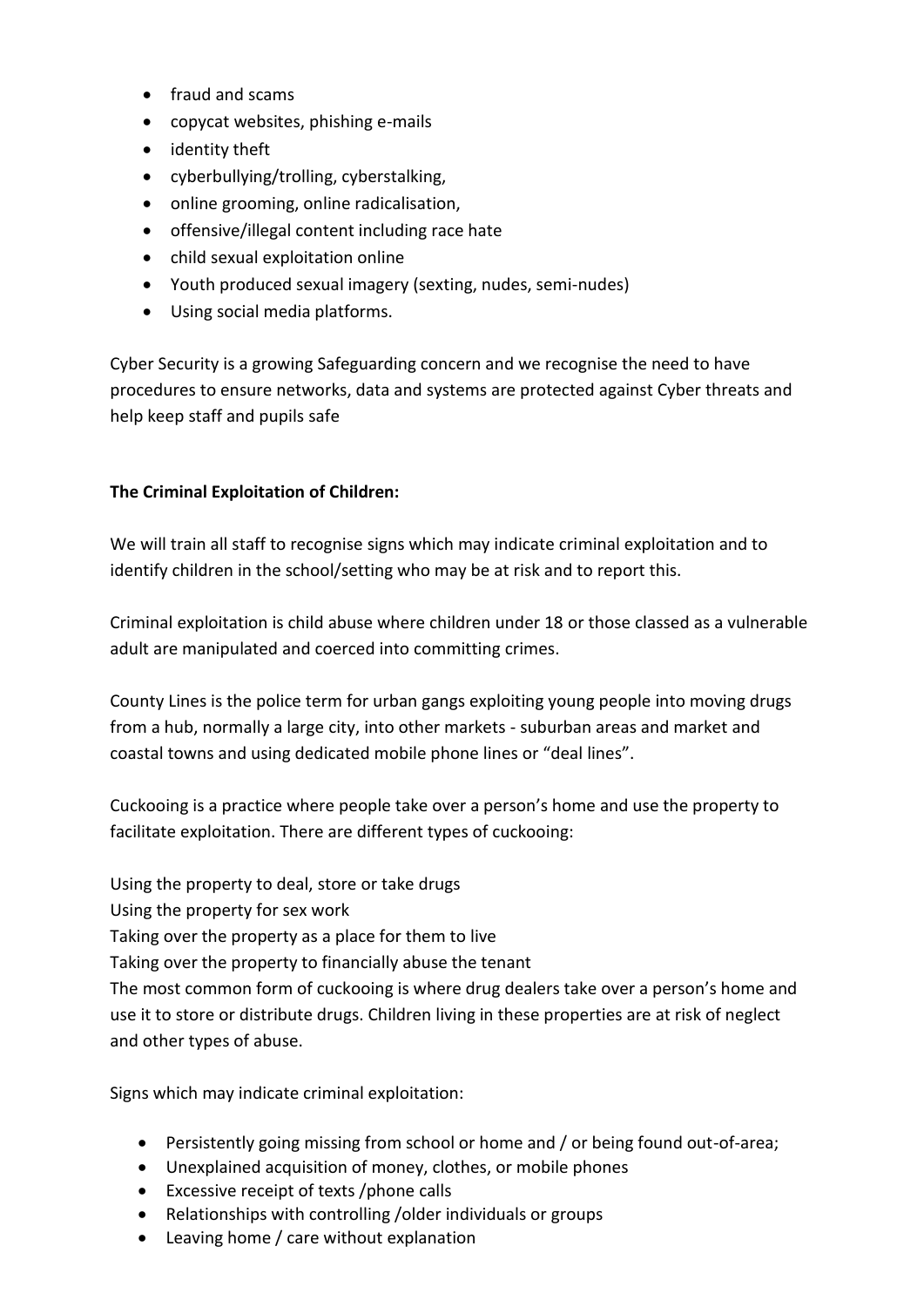- fraud and scams
- copycat websites, phishing e-mails
- identity theft
- cyberbullying/trolling, cyberstalking,
- online grooming, online radicalisation,
- offensive/illegal content including race hate
- child sexual exploitation online
- Youth produced sexual imagery (sexting, nudes, semi-nudes)
- Using social media platforms.

Cyber Security is a growing Safeguarding concern and we recognise the need to have procedures to ensure networks, data and systems are protected against Cyber threats and help keep staff and pupils safe

**The Criminal Exploitation of Children:**

We will train all staff to recognise signs which may indicate criminal exploitation and to identify children in the school/setting who may be at risk and to report this.

Criminal exploitation is child abuse where children under 18 or those classed as a vulnerable adult are manipulated and coerced into committing crimes.

County Lines is the police term for urban gangs exploiting young people into moving drugs from a hub, normally a large city, into other markets - suburban areas and market and coastal towns and using dedicated mobile phone lines or "deal lines".

Cuckooing is a practice where people take over a person's home and use the property to facilitate exploitation. There are different types of cuckooing:

Using the property to deal, store or take drugs
Using the property for sex work
Taking over the property as a place for them to live
Taking over the property to financially abuse the tenant
The most common form of cuckooing is where drug dealers take over a person's home and use it to store or distribute drugs. Children living in these properties are at risk of neglect and other types of abuse.

Signs which may indicate criminal exploitation:

- Persistently going missing from school or home and / or being found out-of-area;
- Unexplained acquisition of money, clothes, or mobile phones
- Excessive receipt of texts /phone calls
- Relationships with controlling /older individuals or groups
- Leaving home / care without explanation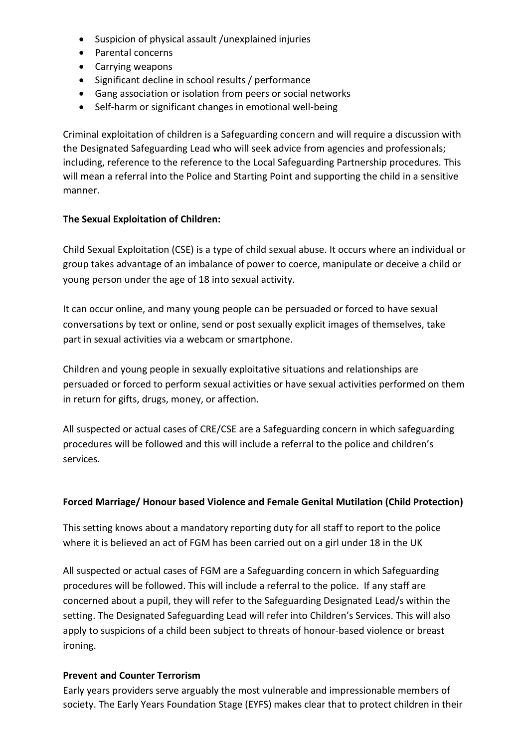- Suspicion of physical assault /unexplained injuries
- Parental concerns
- Carrying weapons
- Significant decline in school results / performance
- Gang association or isolation from peers or social networks
- Self-harm or significant changes in emotional well-being

Criminal exploitation of children is a Safeguarding concern and will require a discussion with the Designated Safeguarding Lead who will seek advice from agencies and professionals; including, reference to the reference to the Local Safeguarding Partnership procedures. This will mean a referral into the Police and Starting Point and supporting the child in a sensitive manner.

**The Sexual Exploitation of Children:**

Child Sexual Exploitation (CSE) is a type of child sexual abuse. It occurs where an individual or group takes advantage of an imbalance of power to coerce, manipulate or deceive a child or young person under the age of 18 into sexual activity.

It can occur online, and many young people can be persuaded or forced to have sexual conversations by text or online, send or post sexually explicit images of themselves, take part in sexual activities via a webcam or smartphone.

Children and young people in sexually exploitative situations and relationships are persuaded or forced to perform sexual activities or have sexual activities performed on them in return for gifts, drugs, money, or affection.

All suspected or actual cases of CRE/CSE are a Safeguarding concern in which safeguarding procedures will be followed and this will include a referral to the police and children's services.

**Forced Marriage/ Honour based Violence and Female Genital Mutilation (Child Protection)**

This setting knows about a mandatory reporting duty for all staff to report to the police where it is believed an act of FGM has been carried out on a girl under 18 in the UK

All suspected or actual cases of FGM are a Safeguarding concern in which Safeguarding procedures will be followed. This will include a referral to the police. If any staff are concerned about a pupil, they will refer to the Safeguarding Designated Lead/s within the setting. The Designated Safeguarding Lead will refer into Children's Services. This will also apply to suspicions of a child been subject to threats of honour-based violence or breast ironing.

**Prevent and Counter Terrorism**

Early years providers serve arguably the most vulnerable and impressionable members of society. The Early Years Foundation Stage (EYFS) makes clear that to protect children in their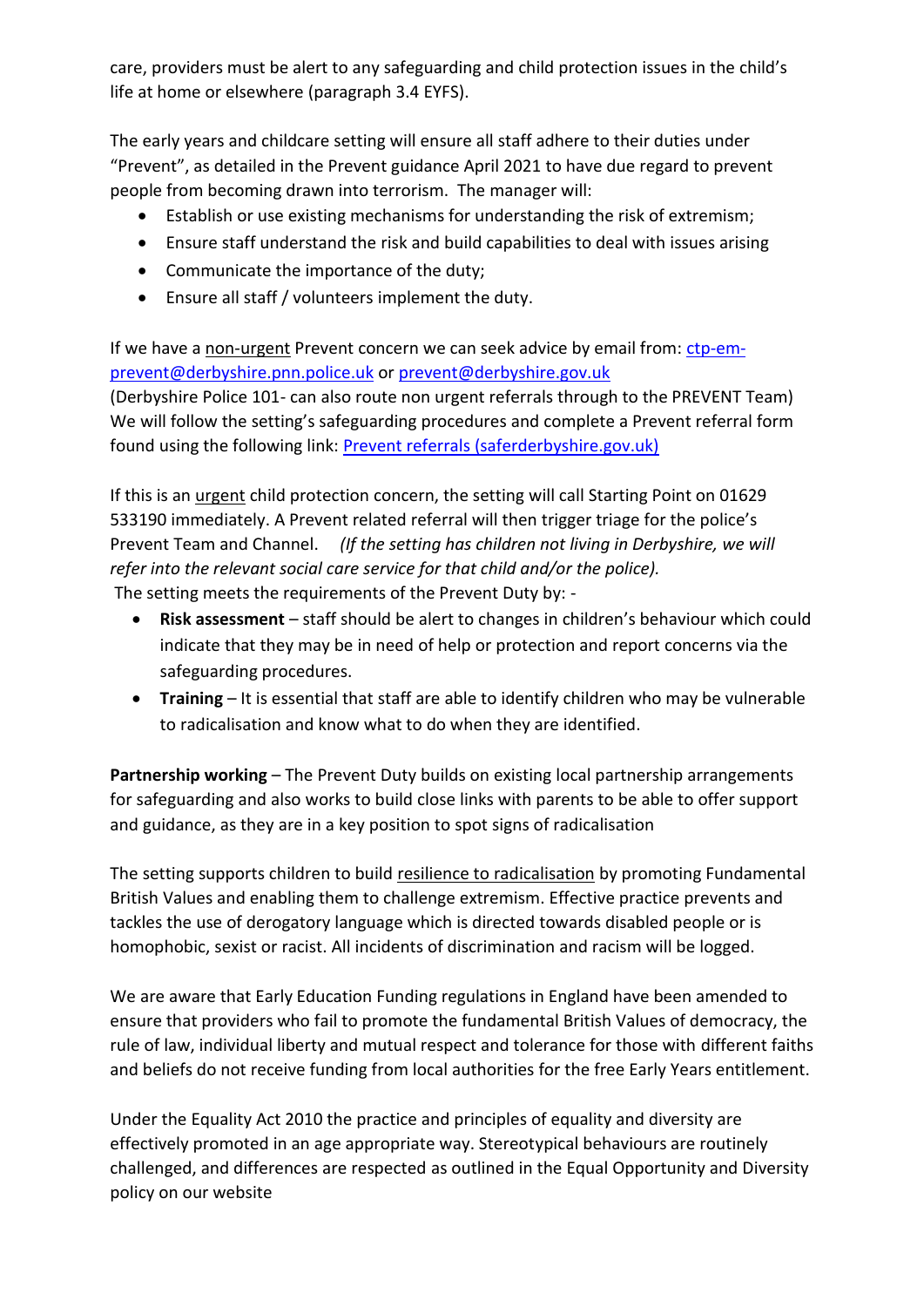care, providers must be alert to any safeguarding and child protection issues in the child's life at home or elsewhere (paragraph 3.4 EYFS).

The early years and childcare setting will ensure all staff adhere to their duties under "Prevent", as detailed in the Prevent guidance April 2021 to have due regard to prevent people from becoming drawn into terrorism. The manager will:

- Establish or use existing mechanisms for understanding the risk of extremism;
- Ensure staff understand the risk and build capabilities to deal with issues arising
- Communicate the importance of the duty;
- Ensure all staff / volunteers implement the duty.

If we have a <u>non-urgent</u> Prevent concern we can seek advice by email from: [ctp-em-prevent@derbyshire.pnn.police.uk](mailto:ctp-em-prevent@derbyshire.pnn.police.uk) or [prevent@derbyshire.gov.uk](mailto:prevent@derbyshire.gov.uk)
(Derbyshire Police 101- can also route non urgent referrals through to the PREVENT Team)
We will follow the setting's safeguarding procedures and complete a Prevent referral form found using the following link: [Prevent referrals (saferderbyshire.gov.uk)]()

If this is an <u>urgent</u> child protection concern, the setting will call Starting Point on 01629 533190 immediately. A Prevent related referral will then trigger triage for the police's Prevent Team and Channel. *(If the setting has children not living in Derbyshire, we will refer into the relevant social care service for that child and/or the police).*
The setting meets the requirements of the Prevent Duty by: -

- **Risk assessment** – staff should be alert to changes in children's behaviour which could indicate that they may be in need of help or protection and report concerns via the safeguarding procedures.
- **Training** – It is essential that staff are able to identify children who may be vulnerable to radicalisation and know what to do when they are identified.

**Partnership working** – The Prevent Duty builds on existing local partnership arrangements for safeguarding and also works to build close links with parents to be able to offer support and guidance, as they are in a key position to spot signs of radicalisation

The setting supports children to build <u>resilience to radicalisation</u> by promoting Fundamental British Values and enabling them to challenge extremism. Effective practice prevents and tackles the use of derogatory language which is directed towards disabled people or is homophobic, sexist or racist. All incidents of discrimination and racism will be logged.

We are aware that Early Education Funding regulations in England have been amended to ensure that providers who fail to promote the fundamental British Values of democracy, the rule of law, individual liberty and mutual respect and tolerance for those with different faiths and beliefs do not receive funding from local authorities for the free Early Years entitlement.

Under the Equality Act 2010 the practice and principles of equality and diversity are effectively promoted in an age appropriate way. Stereotypical behaviours are routinely challenged, and differences are respected as outlined in the Equal Opportunity and Diversity policy on our website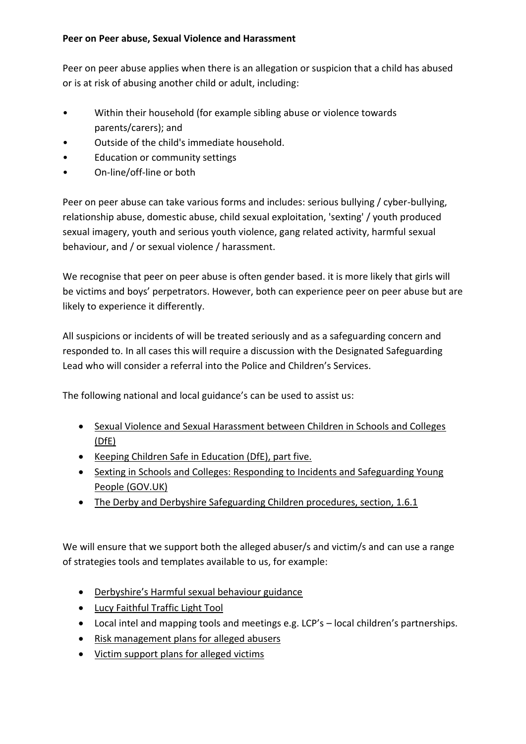**Peer on Peer abuse, Sexual Violence and Harassment**

Peer on peer abuse applies when there is an allegation or suspicion that a child has abused or is at risk of abusing another child or adult, including:

- Within their household (for example sibling abuse or violence towards parents/carers); and
- Outside of the child's immediate household.
- Education or community settings
- On-line/off-line or both

Peer on peer abuse can take various forms and includes: serious bullying / cyber-bullying, relationship abuse, domestic abuse, child sexual exploitation, 'sexting' / youth produced sexual imagery, youth and serious youth violence, gang related activity, harmful sexual behaviour, and / or sexual violence / harassment.

We recognise that peer on peer abuse is often gender based. it is more likely that girls will be victims and boys' perpetrators. However, both can experience peer on peer abuse but are likely to experience it differently.

All suspicions or incidents of will be treated seriously and as a safeguarding concern and responded to. In all cases this will require a discussion with the Designated Safeguarding Lead who will consider a referral into the Police and Children's Services.

The following national and local guidance's can be used to assist us:

- Sexual Violence and Sexual Harassment between Children in Schools and Colleges (DfE)
- Keeping Children Safe in Education (DfE), part five.
- Sexting in Schools and Colleges: Responding to Incidents and Safeguarding Young People (GOV.UK)
- The Derby and Derbyshire Safeguarding Children procedures, section, 1.6.1

We will ensure that we support both the alleged abuser/s and victim/s and can use a range of strategies tools and templates available to us, for example:

- Derbyshire's Harmful sexual behaviour guidance
- Lucy Faithful Traffic Light Tool
- Local intel and mapping tools and meetings e.g. LCP's – local children's partnerships.
- Risk management plans for alleged abusers
- Victim support plans for alleged victims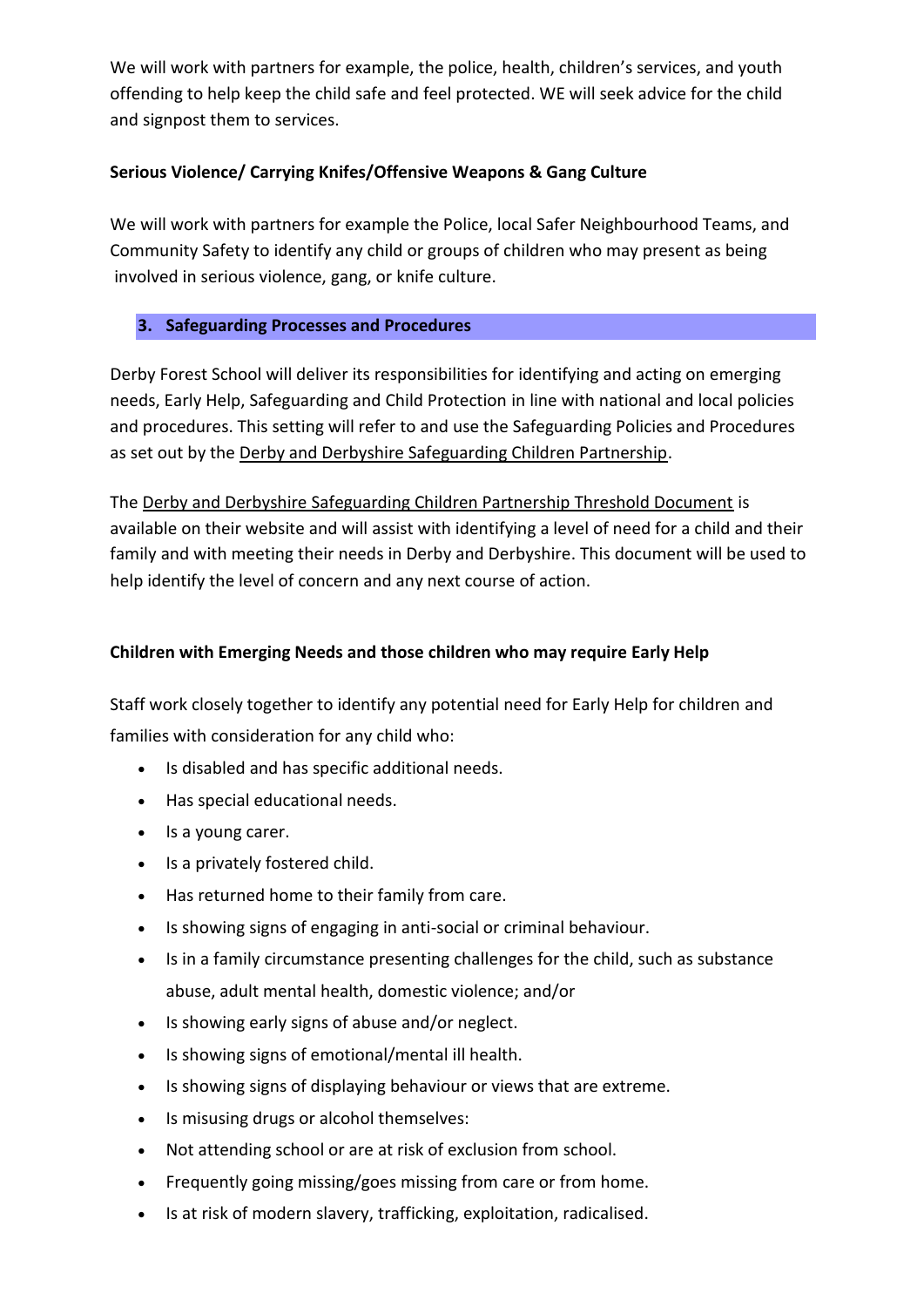We will work with partners for example, the police, health, children's services, and youth offending to help keep the child safe and feel protected. WE will seek advice for the child and signpost them to services.

**Serious Violence/ Carrying Knifes/Offensive Weapons & Gang Culture**

We will work with partners for example the Police, local Safer Neighbourhood Teams, and Community Safety to identify any child or groups of children who may present as being involved in serious violence, gang, or knife culture.

## 3. Safeguarding Processes and Procedures

Derby Forest School will deliver its responsibilities for identifying and acting on emerging needs, Early Help, Safeguarding and Child Protection in line with national and local policies and procedures. This setting will refer to and use the Safeguarding Policies and Procedures as set out by the Derby and Derbyshire Safeguarding Children Partnership.

The Derby and Derbyshire Safeguarding Children Partnership Threshold Document is available on their website and will assist with identifying a level of need for a child and their family and with meeting their needs in Derby and Derbyshire. This document will be used to help identify the level of concern and any next course of action.

**Children with Emerging Needs and those children who may require Early Help**

Staff work closely together to identify any potential need for Early Help for children and families with consideration for any child who:

- Is disabled and has specific additional needs.
- Has special educational needs.
- Is a young carer.
- Is a privately fostered child.
- Has returned home to their family from care.
- Is showing signs of engaging in anti-social or criminal behaviour.
- Is in a family circumstance presenting challenges for the child, such as substance abuse, adult mental health, domestic violence; and/or
- Is showing early signs of abuse and/or neglect.
- Is showing signs of emotional/mental ill health.
- Is showing signs of displaying behaviour or views that are extreme.
- Is misusing drugs or alcohol themselves:
- Not attending school or are at risk of exclusion from school.
- Frequently going missing/goes missing from care or from home.
- Is at risk of modern slavery, trafficking, exploitation, radicalised.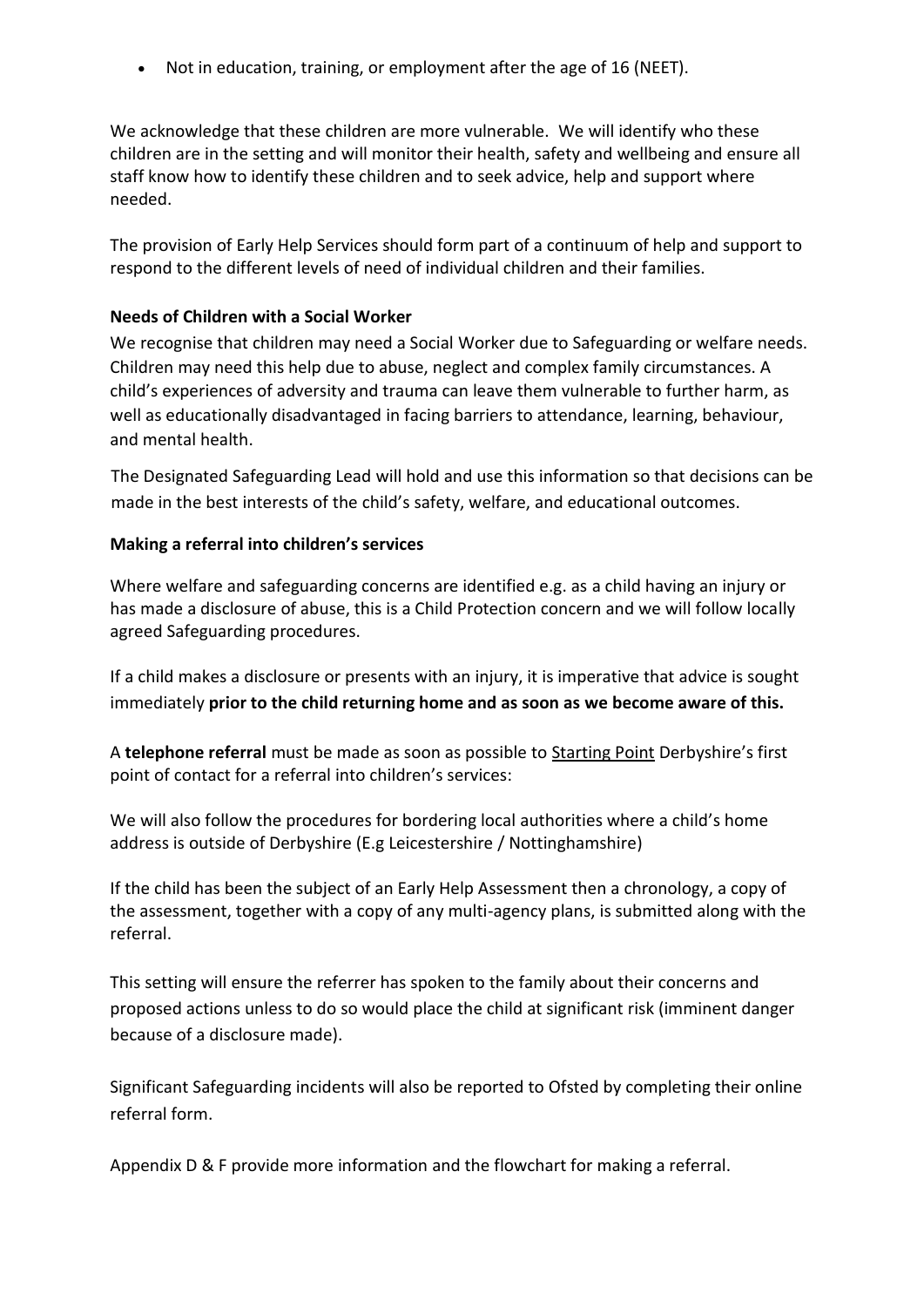- Not in education, training, or employment after the age of 16 (NEET).

We acknowledge that these children are more vulnerable. We will identify who these children are in the setting and will monitor their health, safety and wellbeing and ensure all staff know how to identify these children and to seek advice, help and support where needed.

The provision of Early Help Services should form part of a continuum of help and support to respond to the different levels of need of individual children and their families.

**Needs of Children with a Social Worker**

We recognise that children may need a Social Worker due to Safeguarding or welfare needs. Children may need this help due to abuse, neglect and complex family circumstances. A child's experiences of adversity and trauma can leave them vulnerable to further harm, as well as educationally disadvantaged in facing barriers to attendance, learning, behaviour, and mental health.

The Designated Safeguarding Lead will hold and use this information so that decisions can be made in the best interests of the child's safety, welfare, and educational outcomes.

**Making a referral into children's services**

Where welfare and safeguarding concerns are identified e.g. as a child having an injury or has made a disclosure of abuse, this is a Child Protection concern and we will follow locally agreed Safeguarding procedures.

If a child makes a disclosure or presents with an injury, it is imperative that advice is sought immediately **prior to the child returning home and as soon as we become aware of this.**

A **telephone referral** must be made as soon as possible to Starting Point Derbyshire's first point of contact for a referral into children's services:

We will also follow the procedures for bordering local authorities where a child's home address is outside of Derbyshire (E.g Leicestershire / Nottinghamshire)

If the child has been the subject of an Early Help Assessment then a chronology, a copy of the assessment, together with a copy of any multi-agency plans, is submitted along with the referral.

This setting will ensure the referrer has spoken to the family about their concerns and proposed actions unless to do so would place the child at significant risk (imminent danger because of a disclosure made).

Significant Safeguarding incidents will also be reported to Ofsted by completing their online referral form.

Appendix D & F provide more information and the flowchart for making a referral.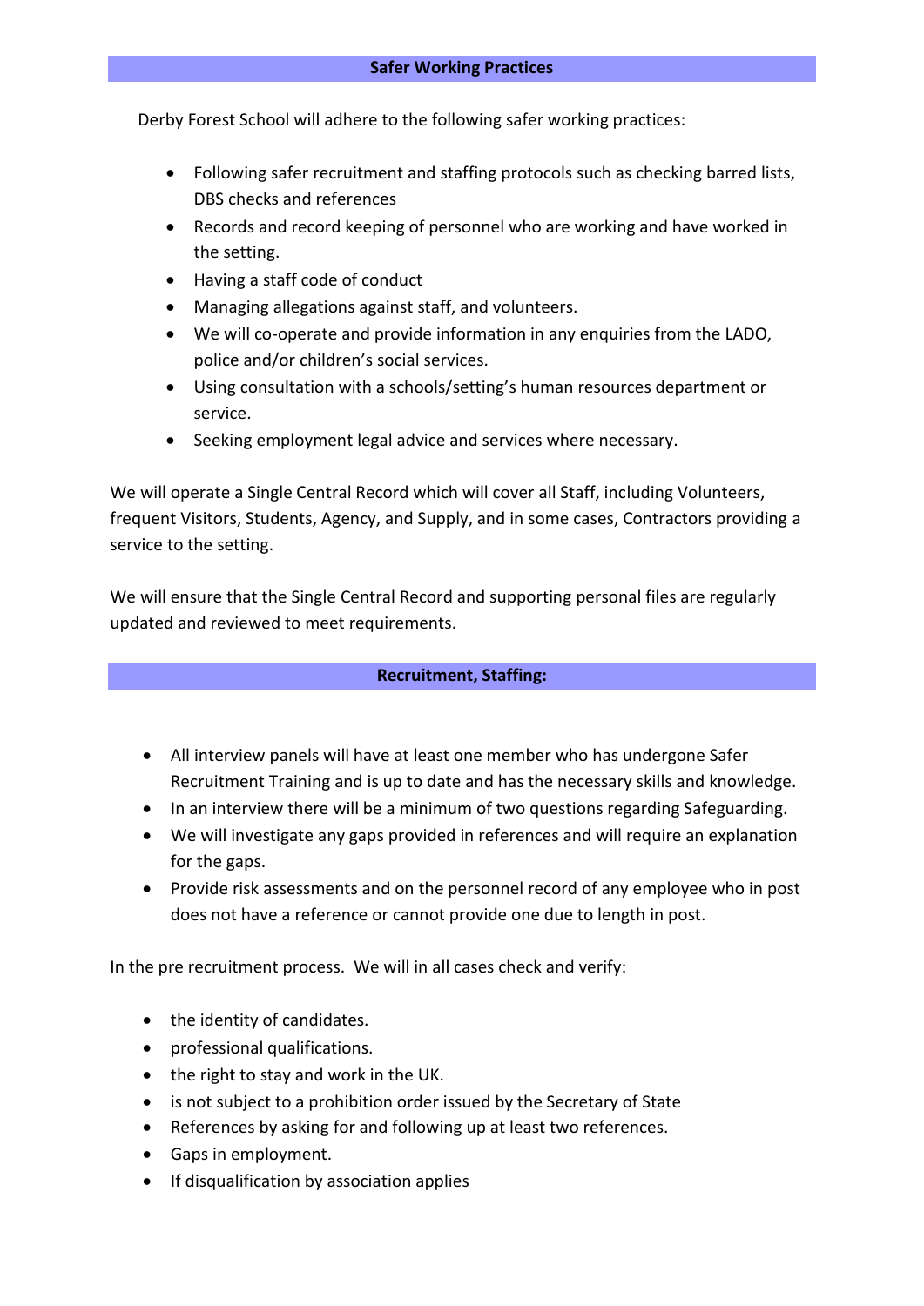## Safer Working Practices

Derby Forest School will adhere to the following safer working practices:

- Following safer recruitment and staffing protocols such as checking barred lists, DBS checks and references
- Records and record keeping of personnel who are working and have worked in the setting.
- Having a staff code of conduct
- Managing allegations against staff, and volunteers.
- We will co-operate and provide information in any enquiries from the LADO, police and/or children's social services.
- Using consultation with a schools/setting's human resources department or service.
- Seeking employment legal advice and services where necessary.

We will operate a Single Central Record which will cover all Staff, including Volunteers, frequent Visitors, Students, Agency, and Supply, and in some cases, Contractors providing a service to the setting.

We will ensure that the Single Central Record and supporting personal files are regularly updated and reviewed to meet requirements.

## Recruitment, Staffing:

- All interview panels will have at least one member who has undergone Safer Recruitment Training and is up to date and has the necessary skills and knowledge.
- In an interview there will be a minimum of two questions regarding Safeguarding.
- We will investigate any gaps provided in references and will require an explanation for the gaps.
- Provide risk assessments and on the personnel record of any employee who in post does not have a reference or cannot provide one due to length in post.

In the pre recruitment process. We will in all cases check and verify:

- the identity of candidates.
- professional qualifications.
- the right to stay and work in the UK.
- is not subject to a prohibition order issued by the Secretary of State
- References by asking for and following up at least two references.
- Gaps in employment.
- If disqualification by association applies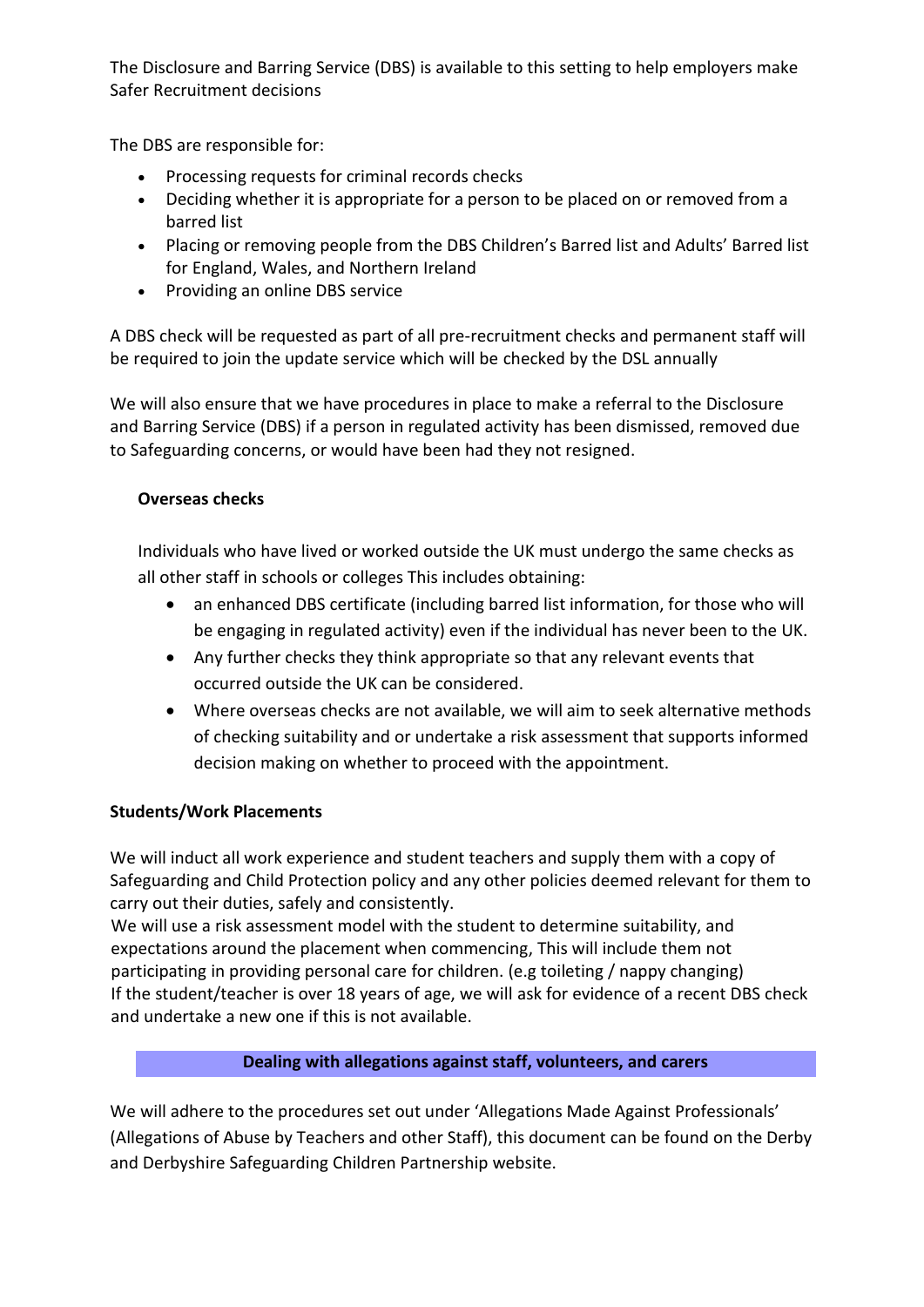The Disclosure and Barring Service (DBS) is available to this setting to help employers make Safer Recruitment decisions

The DBS are responsible for:

- Processing requests for criminal records checks
- Deciding whether it is appropriate for a person to be placed on or removed from a barred list
- Placing or removing people from the DBS Children's Barred list and Adults' Barred list for England, Wales, and Northern Ireland
- Providing an online DBS service

A DBS check will be requested as part of all pre-recruitment checks and permanent staff will be required to join the update service which will be checked by the DSL annually

We will also ensure that we have procedures in place to make a referral to the Disclosure and Barring Service (DBS) if a person in regulated activity has been dismissed, removed due to Safeguarding concerns, or would have been had they not resigned.

**Overseas checks**

Individuals who have lived or worked outside the UK must undergo the same checks as all other staff in schools or colleges This includes obtaining:

- an enhanced DBS certificate (including barred list information, for those who will be engaging in regulated activity) even if the individual has never been to the UK.
- Any further checks they think appropriate so that any relevant events that occurred outside the UK can be considered.
- Where overseas checks are not available, we will aim to seek alternative methods of checking suitability and or undertake a risk assessment that supports informed decision making on whether to proceed with the appointment.

**Students/Work Placements**

We will induct all work experience and student teachers and supply them with a copy of Safeguarding and Child Protection policy and any other policies deemed relevant for them to carry out their duties, safely and consistently.
We will use a risk assessment model with the student to determine suitability, and expectations around the placement when commencing, This will include them not participating in providing personal care for children. (e.g toileting / nappy changing)
If the student/teacher is over 18 years of age, we will ask for evidence of a recent DBS check and undertake a new one if this is not available.

## Dealing with allegations against staff, volunteers, and carers

We will adhere to the procedures set out under 'Allegations Made Against Professionals' (Allegations of Abuse by Teachers and other Staff), this document can be found on the Derby and Derbyshire Safeguarding Children Partnership website.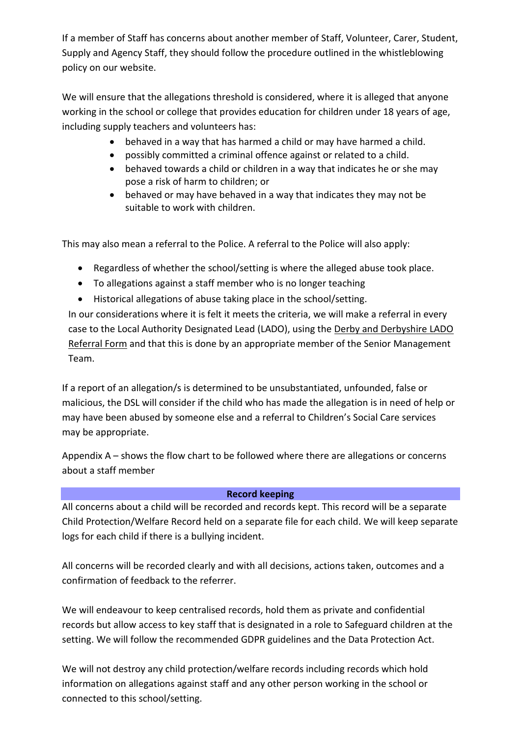If a member of Staff has concerns about another member of Staff, Volunteer, Carer, Student, Supply and Agency Staff, they should follow the procedure outlined in the whistleblowing policy on our website.

We will ensure that the allegations threshold is considered, where it is alleged that anyone working in the school or college that provides education for children under 18 years of age, including supply teachers and volunteers has:

- behaved in a way that has harmed a child or may have harmed a child.
- possibly committed a criminal offence against or related to a child.
- behaved towards a child or children in a way that indicates he or she may pose a risk of harm to children; or
- behaved or may have behaved in a way that indicates they may not be suitable to work with children.

This may also mean a referral to the Police. A referral to the Police will also apply:

- Regardless of whether the school/setting is where the alleged abuse took place.
- To allegations against a staff member who is no longer teaching
- Historical allegations of abuse taking place in the school/setting.

In our considerations where it is felt it meets the criteria, we will make a referral in every case to the Local Authority Designated Lead (LADO), using the Derby and Derbyshire LADO Referral Form and that this is done by an appropriate member of the Senior Management Team.

If a report of an allegation/s is determined to be unsubstantiated, unfounded, false or malicious, the DSL will consider if the child who has made the allegation is in need of help or may have been abused by someone else and a referral to Children's Social Care services may be appropriate.

Appendix A – shows the flow chart to be followed where there are allegations or concerns about a staff member

## Record keeping

All concerns about a child will be recorded and records kept. This record will be a separate Child Protection/Welfare Record held on a separate file for each child. We will keep separate logs for each child if there is a bullying incident.

All concerns will be recorded clearly and with all decisions, actions taken, outcomes and a confirmation of feedback to the referrer.

We will endeavour to keep centralised records, hold them as private and confidential records but allow access to key staff that is designated in a role to Safeguard children at the setting. We will follow the recommended GDPR guidelines and the Data Protection Act.

We will not destroy any child protection/welfare records including records which hold information on allegations against staff and any other person working in the school or connected to this school/setting.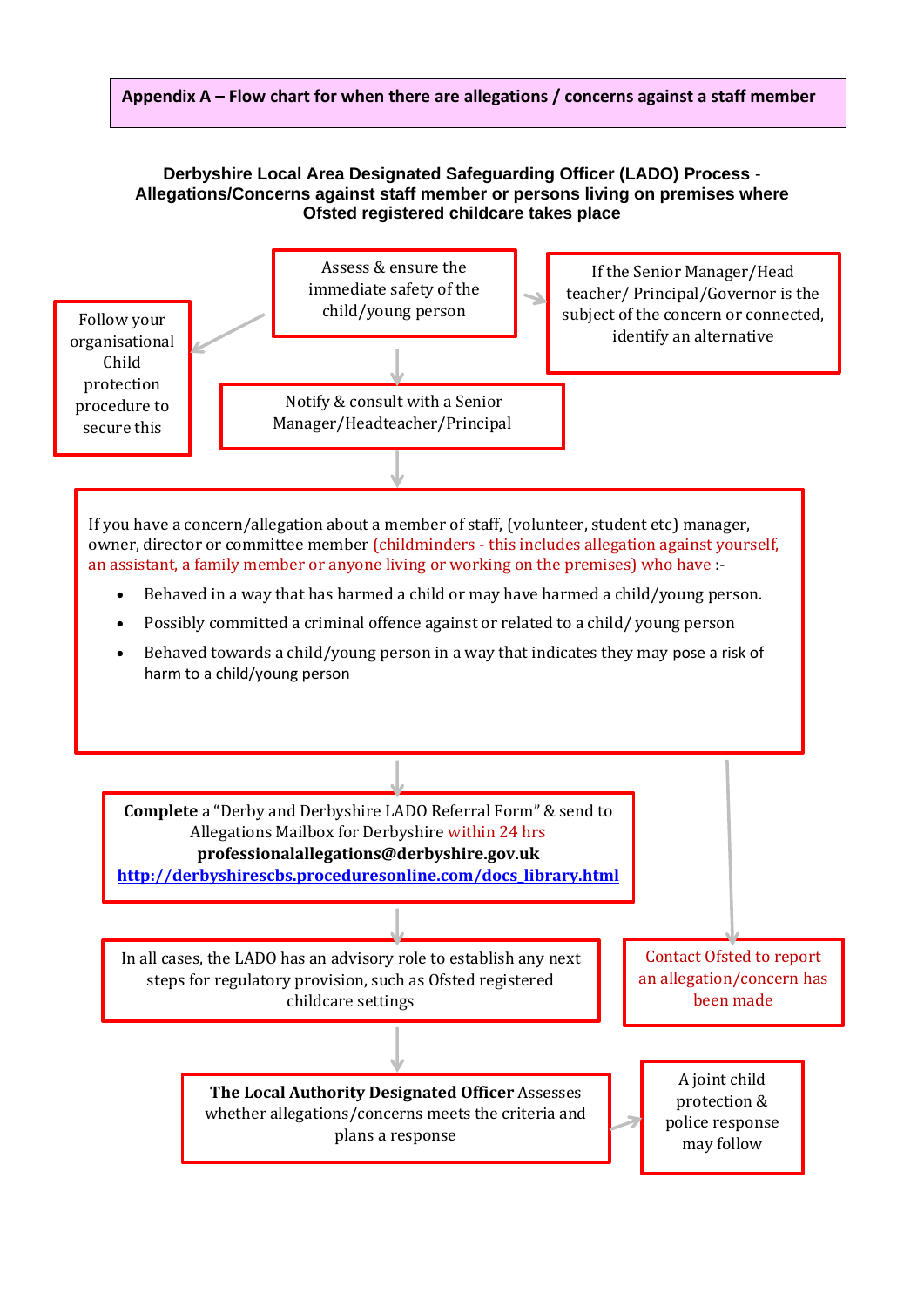**Appendix A – Flow chart for when there are allegations / concerns against a staff member**

**Derbyshire Local Area Designated Safeguarding Officer (LADO) Process - Allegations/Concerns against staff member or persons living on premises where Ofsted registered childcare takes place**

Assess & ensure the immediate safety of the child/young person

Follow your organisational Child protection procedure to secure this

If the Senior Manager/Head teacher/ Principal/Governor is the subject of the concern or connected, identify an alternative

Notify & consult with a Senior Manager/Headteacher/Principal

If you have a concern/allegation about a member of staff, (volunteer, student etc) manager, owner, director or committee member (childminders - this includes allegation against yourself, an assistant, a family member or anyone living or working on the premises) who have :-

- Behaved in a way that has harmed a child or may have harmed a child/young person.
- Possibly committed a criminal offence against or related to a child/ young person
- Behaved towards a child/young person in a way that indicates they may pose a risk of harm to a child/young person

**Complete** a "Derby and Derbyshire LADO Referral Form" & send to Allegations Mailbox for Derbyshire within 24 hrs
**professionalallegations@derbyshire.gov.uk**
**http://derbyshirescbs.proceduresonline.com/docs_library.html**

Contact Ofsted to report an allegation/concern has been made

In all cases, the LADO has an advisory role to establish any next steps for regulatory provision, such as Ofsted registered childcare settings

**The Local Authority Designated Officer** Assesses whether allegations/concerns meets the criteria and plans a response

A joint child protection & police response may follow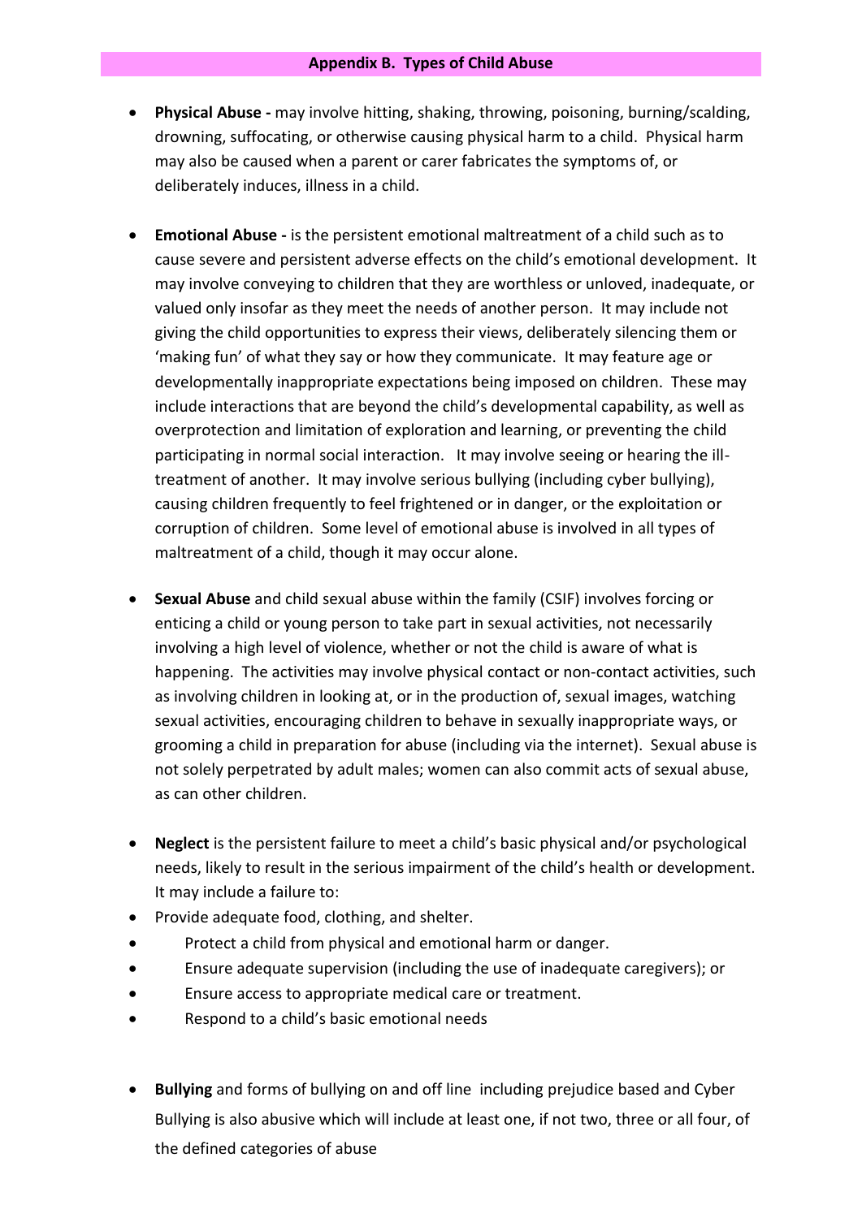## Appendix B. Types of Child Abuse

- **Physical Abuse -** may involve hitting, shaking, throwing, poisoning, burning/scalding, drowning, suffocating, or otherwise causing physical harm to a child. Physical harm may also be caused when a parent or carer fabricates the symptoms of, or deliberately induces, illness in a child.

- **Emotional Abuse -** is the persistent emotional maltreatment of a child such as to cause severe and persistent adverse effects on the child's emotional development. It may involve conveying to children that they are worthless or unloved, inadequate, or valued only insofar as they meet the needs of another person. It may include not giving the child opportunities to express their views, deliberately silencing them or 'making fun' of what they say or how they communicate. It may feature age or developmentally inappropriate expectations being imposed on children. These may include interactions that are beyond the child's developmental capability, as well as overprotection and limitation of exploration and learning, or preventing the child participating in normal social interaction. It may involve seeing or hearing the ill-treatment of another. It may involve serious bullying (including cyber bullying), causing children frequently to feel frightened or in danger, or the exploitation or corruption of children. Some level of emotional abuse is involved in all types of maltreatment of a child, though it may occur alone.

- **Sexual Abuse** and child sexual abuse within the family (CSIF) involves forcing or enticing a child or young person to take part in sexual activities, not necessarily involving a high level of violence, whether or not the child is aware of what is happening. The activities may involve physical contact or non-contact activities, such as involving children in looking at, or in the production of, sexual images, watching sexual activities, encouraging children to behave in sexually inappropriate ways, or grooming a child in preparation for abuse (including via the internet). Sexual abuse is not solely perpetrated by adult males; women can also commit acts of sexual abuse, as can other children.

- **Neglect** is the persistent failure to meet a child's basic physical and/or psychological needs, likely to result in the serious impairment of the child's health or development. It may include a failure to:
- Provide adequate food, clothing, and shelter.
- Protect a child from physical and emotional harm or danger.
- Ensure adequate supervision (including the use of inadequate caregivers); or
- Ensure access to appropriate medical care or treatment.
- Respond to a child's basic emotional needs

- **Bullying** and forms of bullying on and off line including prejudice based and Cyber Bullying is also abusive which will include at least one, if not two, three or all four, of the defined categories of abuse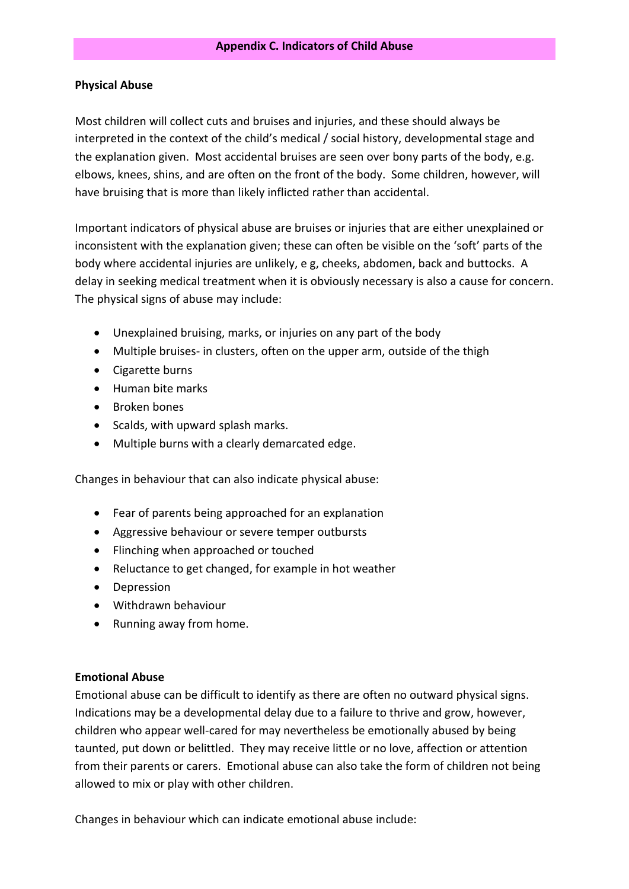## Appendix C. Indicators of Child Abuse

**Physical Abuse**

Most children will collect cuts and bruises and injuries, and these should always be interpreted in the context of the child's medical / social history, developmental stage and the explanation given. Most accidental bruises are seen over bony parts of the body, e.g. elbows, knees, shins, and are often on the front of the body. Some children, however, will have bruising that is more than likely inflicted rather than accidental.

Important indicators of physical abuse are bruises or injuries that are either unexplained or inconsistent with the explanation given; these can often be visible on the 'soft' parts of the body where accidental injuries are unlikely, e g, cheeks, abdomen, back and buttocks. A delay in seeking medical treatment when it is obviously necessary is also a cause for concern. The physical signs of abuse may include:

- Unexplained bruising, marks, or injuries on any part of the body
- Multiple bruises- in clusters, often on the upper arm, outside of the thigh
- Cigarette burns
- Human bite marks
- Broken bones
- Scalds, with upward splash marks.
- Multiple burns with a clearly demarcated edge.

Changes in behaviour that can also indicate physical abuse:

- Fear of parents being approached for an explanation
- Aggressive behaviour or severe temper outbursts
- Flinching when approached or touched
- Reluctance to get changed, for example in hot weather
- Depression
- Withdrawn behaviour
- Running away from home.

**Emotional Abuse**

Emotional abuse can be difficult to identify as there are often no outward physical signs. Indications may be a developmental delay due to a failure to thrive and grow, however, children who appear well-cared for may nevertheless be emotionally abused by being taunted, put down or belittled. They may receive little or no love, affection or attention from their parents or carers. Emotional abuse can also take the form of children not being allowed to mix or play with other children.

Changes in behaviour which can indicate emotional abuse include: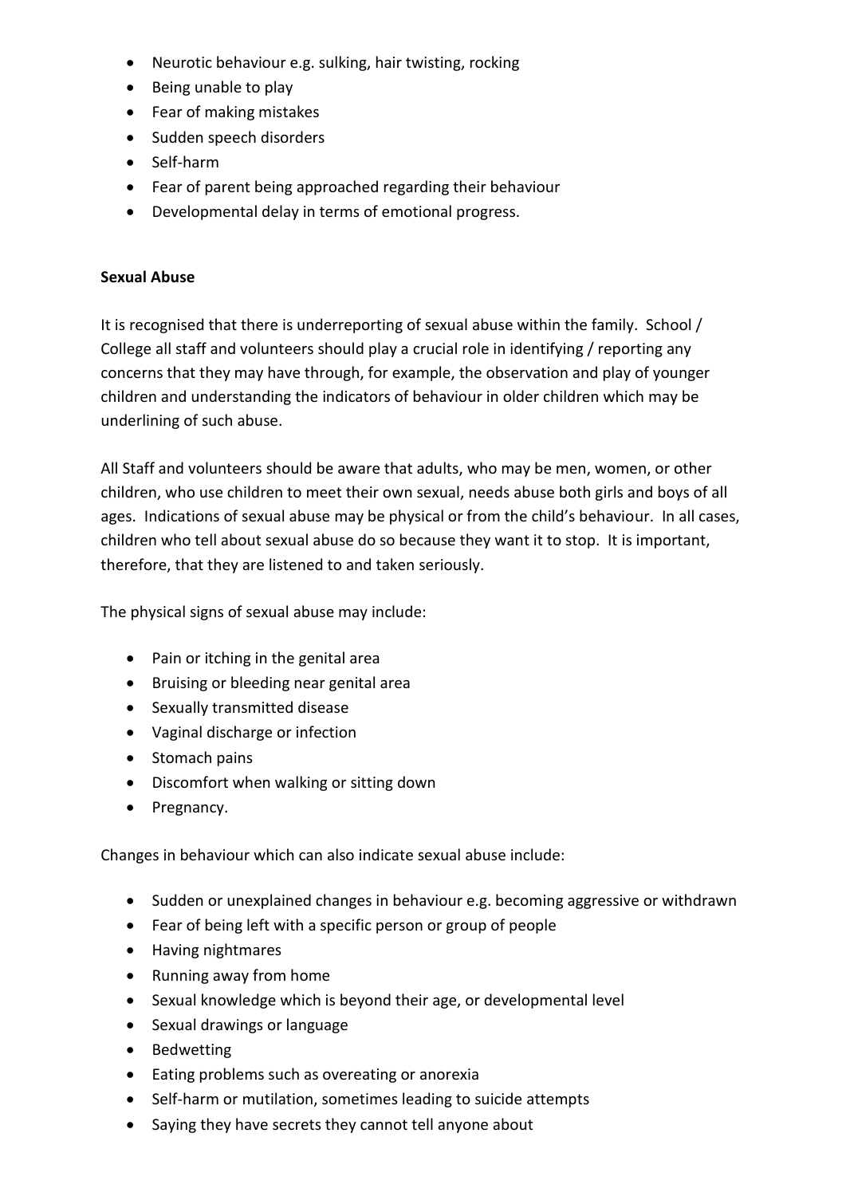- Neurotic behaviour e.g. sulking, hair twisting, rocking
- Being unable to play
- Fear of making mistakes
- Sudden speech disorders
- Self-harm
- Fear of parent being approached regarding their behaviour
- Developmental delay in terms of emotional progress.

**Sexual Abuse**

It is recognised that there is underreporting of sexual abuse within the family. School / College all staff and volunteers should play a crucial role in identifying / reporting any concerns that they may have through, for example, the observation and play of younger children and understanding the indicators of behaviour in older children which may be underlining of such abuse.

All Staff and volunteers should be aware that adults, who may be men, women, or other children, who use children to meet their own sexual, needs abuse both girls and boys of all ages. Indications of sexual abuse may be physical or from the child's behaviour. In all cases, children who tell about sexual abuse do so because they want it to stop. It is important, therefore, that they are listened to and taken seriously.

The physical signs of sexual abuse may include:

- Pain or itching in the genital area
- Bruising or bleeding near genital area
- Sexually transmitted disease
- Vaginal discharge or infection
- Stomach pains
- Discomfort when walking or sitting down
- Pregnancy.

Changes in behaviour which can also indicate sexual abuse include:

- Sudden or unexplained changes in behaviour e.g. becoming aggressive or withdrawn
- Fear of being left with a specific person or group of people
- Having nightmares
- Running away from home
- Sexual knowledge which is beyond their age, or developmental level
- Sexual drawings or language
- Bedwetting
- Eating problems such as overeating or anorexia
- Self-harm or mutilation, sometimes leading to suicide attempts
- Saying they have secrets they cannot tell anyone about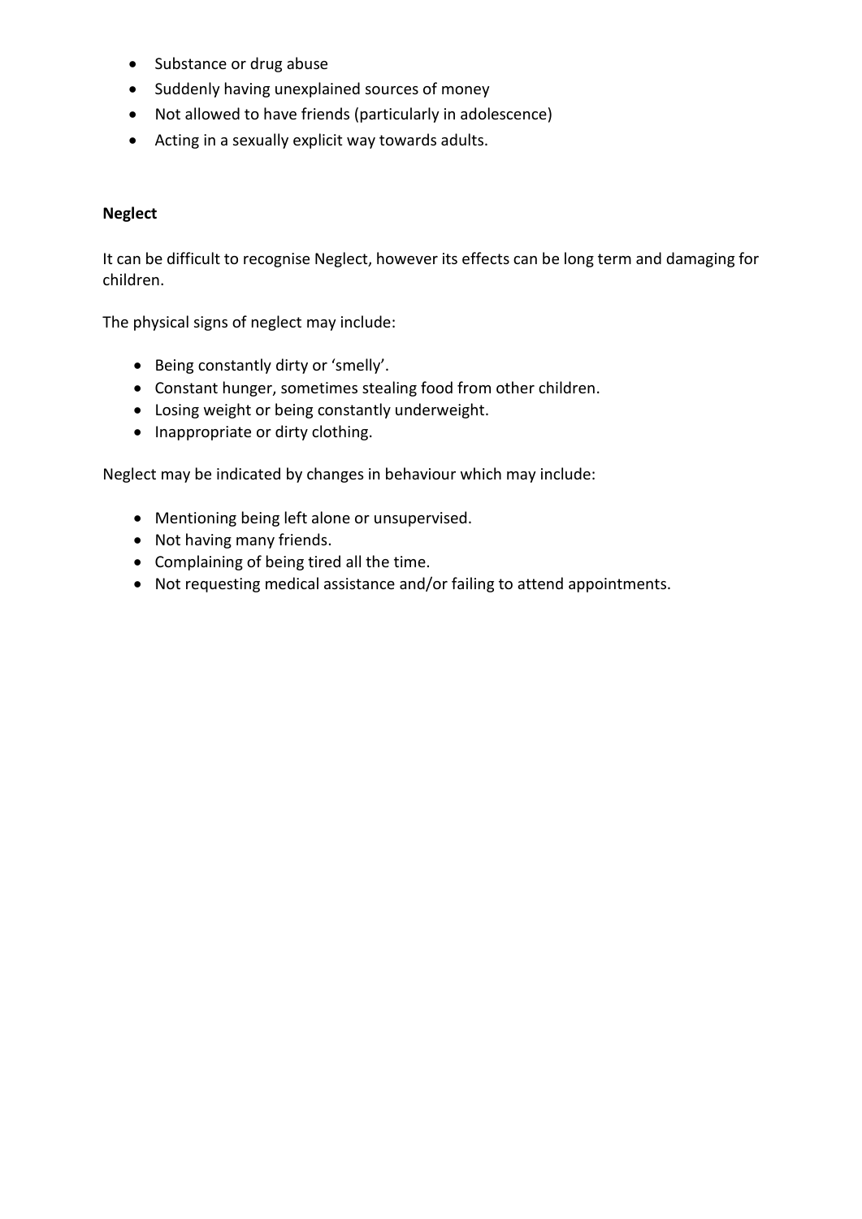- Substance or drug abuse
- Suddenly having unexplained sources of money
- Not allowed to have friends (particularly in adolescence)
- Acting in a sexually explicit way towards adults.

**Neglect**

It can be difficult to recognise Neglect, however its effects can be long term and damaging for children.

The physical signs of neglect may include:

- Being constantly dirty or 'smelly'.
- Constant hunger, sometimes stealing food from other children.
- Losing weight or being constantly underweight.
- Inappropriate or dirty clothing.

Neglect may be indicated by changes in behaviour which may include:

- Mentioning being left alone or unsupervised.
- Not having many friends.
- Complaining of being tired all the time.
- Not requesting medical assistance and/or failing to attend appointments.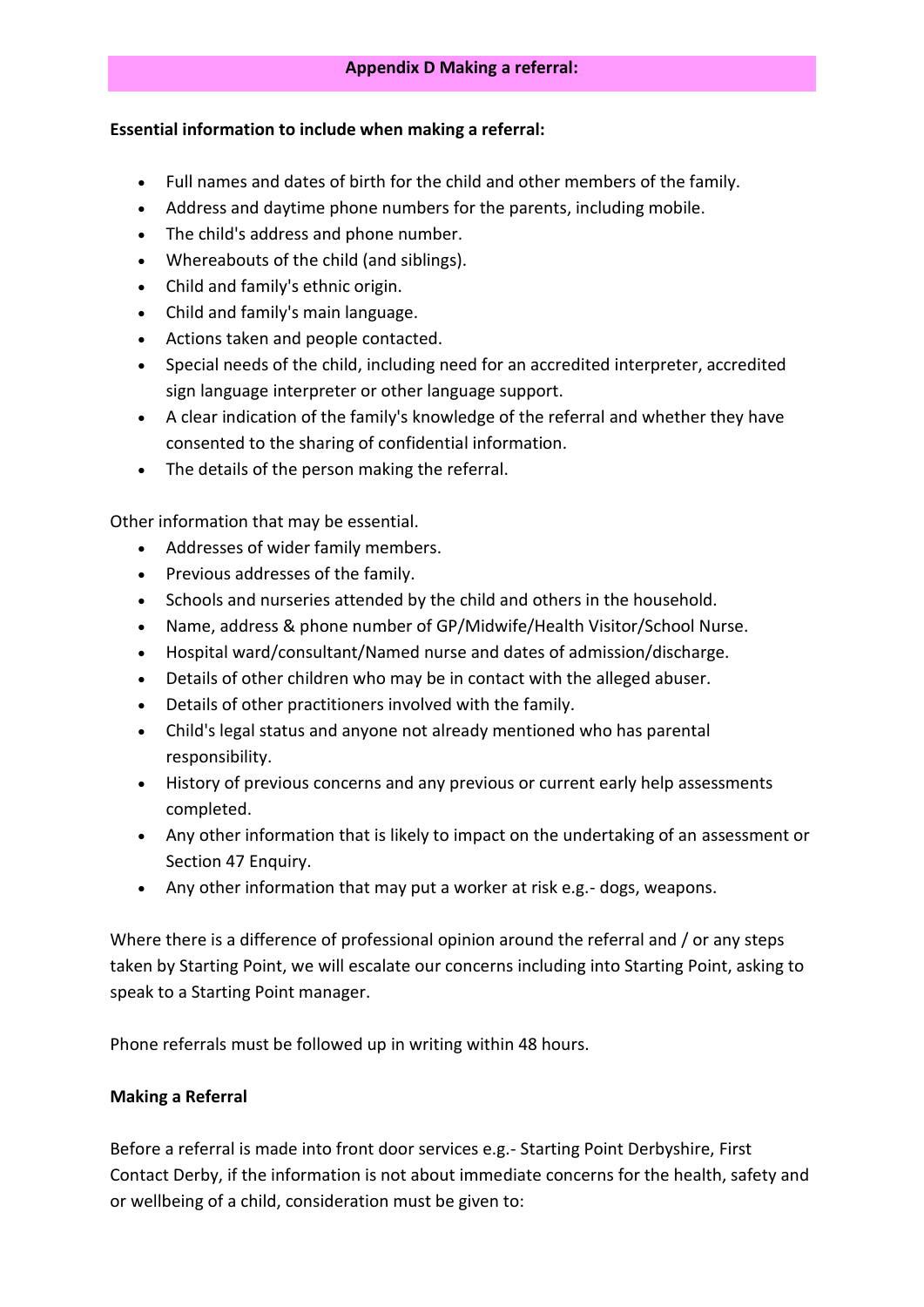## Appendix D Making a referral:

**Essential information to include when making a referral:**

- Full names and dates of birth for the child and other members of the family.
- Address and daytime phone numbers for the parents, including mobile.
- The child's address and phone number.
- Whereabouts of the child (and siblings).
- Child and family's ethnic origin.
- Child and family's main language.
- Actions taken and people contacted.
- Special needs of the child, including need for an accredited interpreter, accredited sign language interpreter or other language support.
- A clear indication of the family's knowledge of the referral and whether they have consented to the sharing of confidential information.
- The details of the person making the referral.

Other information that may be essential.

- Addresses of wider family members.
- Previous addresses of the family.
- Schools and nurseries attended by the child and others in the household.
- Name, address & phone number of GP/Midwife/Health Visitor/School Nurse.
- Hospital ward/consultant/Named nurse and dates of admission/discharge.
- Details of other children who may be in contact with the alleged abuser.
- Details of other practitioners involved with the family.
- Child's legal status and anyone not already mentioned who has parental responsibility.
- History of previous concerns and any previous or current early help assessments completed.
- Any other information that is likely to impact on the undertaking of an assessment or Section 47 Enquiry.
- Any other information that may put a worker at risk e.g.- dogs, weapons.

Where there is a difference of professional opinion around the referral and / or any steps taken by Starting Point, we will escalate our concerns including into Starting Point, asking to speak to a Starting Point manager.

Phone referrals must be followed up in writing within 48 hours.

**Making a Referral**

Before a referral is made into front door services e.g.- Starting Point Derbyshire, First Contact Derby, if the information is not about immediate concerns for the health, safety and or wellbeing of a child, consideration must be given to: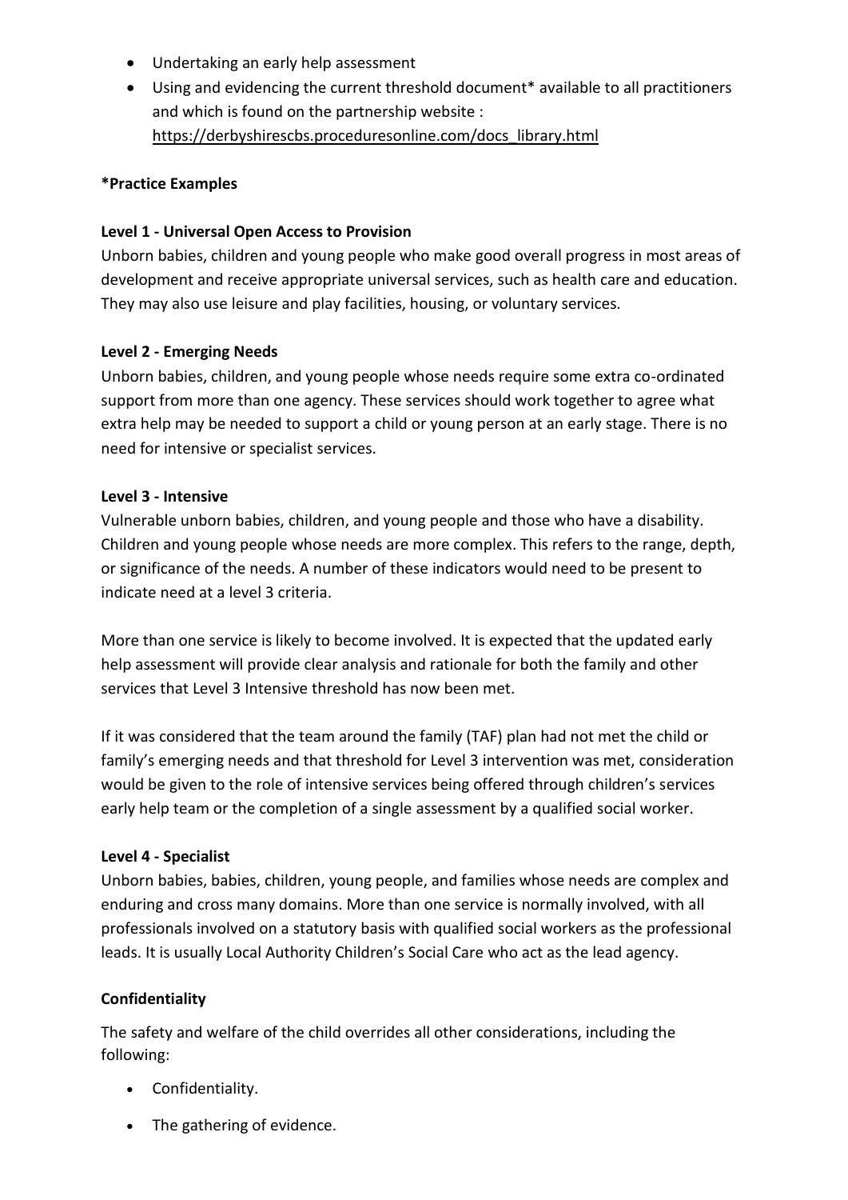- Undertaking an early help assessment
- Using and evidencing the current threshold document* available to all practitioners and which is found on the partnership website : https://derbyshirescbs.proceduresonline.com/docs_library.html

**\*Practice Examples**

**Level 1 - Universal Open Access to Provision**

Unborn babies, children and young people who make good overall progress in most areas of development and receive appropriate universal services, such as health care and education. They may also use leisure and play facilities, housing, or voluntary services.

**Level 2 - Emerging Needs**

Unborn babies, children, and young people whose needs require some extra co-ordinated support from more than one agency. These services should work together to agree what extra help may be needed to support a child or young person at an early stage. There is no need for intensive or specialist services.

**Level 3 - Intensive**

Vulnerable unborn babies, children, and young people and those who have a disability. Children and young people whose needs are more complex. This refers to the range, depth, or significance of the needs. A number of these indicators would need to be present to indicate need at a level 3 criteria.

More than one service is likely to become involved. It is expected that the updated early help assessment will provide clear analysis and rationale for both the family and other services that Level 3 Intensive threshold has now been met.

If it was considered that the team around the family (TAF) plan had not met the child or family's emerging needs and that threshold for Level 3 intervention was met, consideration would be given to the role of intensive services being offered through children's services early help team or the completion of a single assessment by a qualified social worker.

**Level 4 - Specialist**

Unborn babies, babies, children, young people, and families whose needs are complex and enduring and cross many domains. More than one service is normally involved, with all professionals involved on a statutory basis with qualified social workers as the professional leads. It is usually Local Authority Children's Social Care who act as the lead agency.

**Confidentiality**

The safety and welfare of the child overrides all other considerations, including the following:

- Confidentiality.
- The gathering of evidence.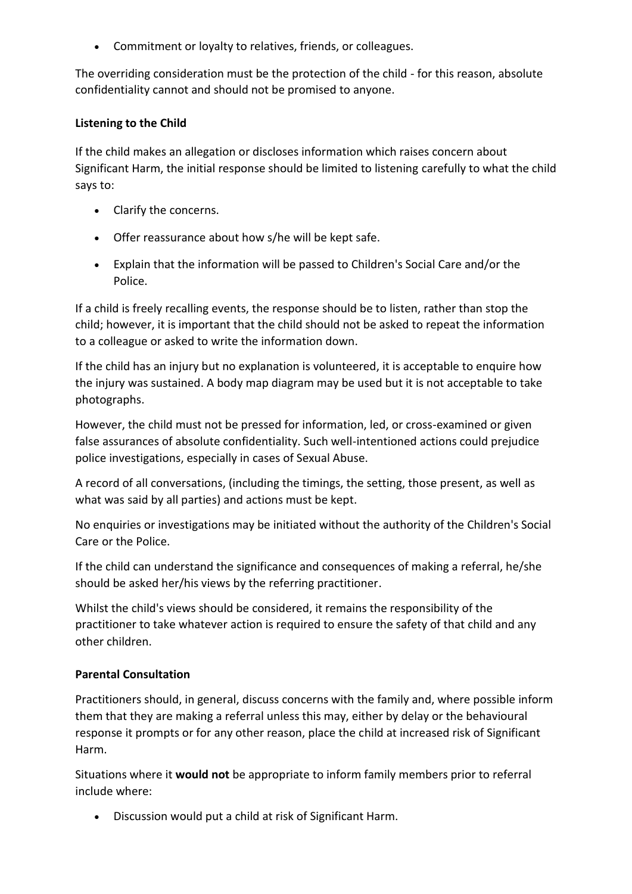- Commitment or loyalty to relatives, friends, or colleagues.

The overriding consideration must be the protection of the child - for this reason, absolute confidentiality cannot and should not be promised to anyone.

**Listening to the Child**

If the child makes an allegation or discloses information which raises concern about Significant Harm, the initial response should be limited to listening carefully to what the child says to:

- Clarify the concerns.
- Offer reassurance about how s/he will be kept safe.
- Explain that the information will be passed to Children's Social Care and/or the Police.

If a child is freely recalling events, the response should be to listen, rather than stop the child; however, it is important that the child should not be asked to repeat the information to a colleague or asked to write the information down.

If the child has an injury but no explanation is volunteered, it is acceptable to enquire how the injury was sustained. A body map diagram may be used but it is not acceptable to take photographs.

However, the child must not be pressed for information, led, or cross-examined or given false assurances of absolute confidentiality. Such well-intentioned actions could prejudice police investigations, especially in cases of Sexual Abuse.

A record of all conversations, (including the timings, the setting, those present, as well as what was said by all parties) and actions must be kept.

No enquiries or investigations may be initiated without the authority of the Children's Social Care or the Police.

If the child can understand the significance and consequences of making a referral, he/she should be asked her/his views by the referring practitioner.

Whilst the child's views should be considered, it remains the responsibility of the practitioner to take whatever action is required to ensure the safety of that child and any other children.

**Parental Consultation**

Practitioners should, in general, discuss concerns with the family and, where possible inform them that they are making a referral unless this may, either by delay or the behavioural response it prompts or for any other reason, place the child at increased risk of Significant Harm.

Situations where it **would not** be appropriate to inform family members prior to referral include where:

- Discussion would put a child at risk of Significant Harm.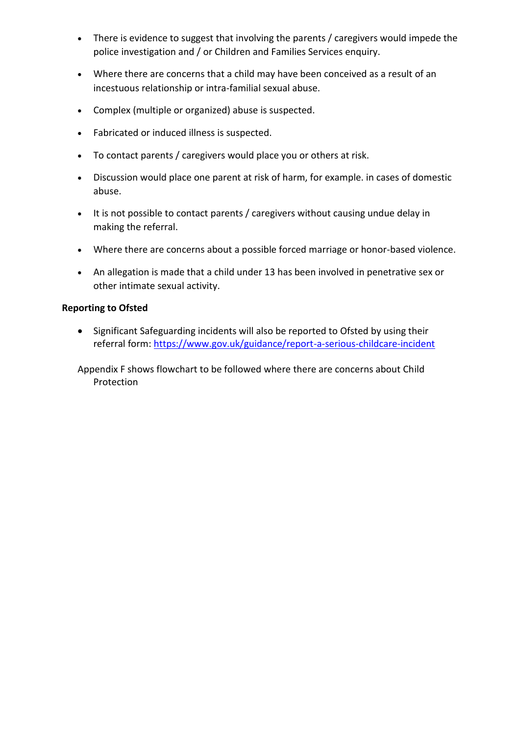- There is evidence to suggest that involving the parents / caregivers would impede the police investigation and / or Children and Families Services enquiry.
- Where there are concerns that a child may have been conceived as a result of an incestuous relationship or intra-familial sexual abuse.
- Complex (multiple or organized) abuse is suspected.
- Fabricated or induced illness is suspected.
- To contact parents / caregivers would place you or others at risk.
- Discussion would place one parent at risk of harm, for example. in cases of domestic abuse.
- It is not possible to contact parents / caregivers without causing undue delay in making the referral.
- Where there are concerns about a possible forced marriage or honor-based violence.
- An allegation is made that a child under 13 has been involved in penetrative sex or other intimate sexual activity.

**Reporting to Ofsted**

- Significant Safeguarding incidents will also be reported to Ofsted by using their referral form: [https://www.gov.uk/guidance/report-a-serious-childcare-incident](https://www.gov.uk/guidance/report-a-serious-childcare-incident)

Appendix F shows flowchart to be followed where there are concerns about Child Protection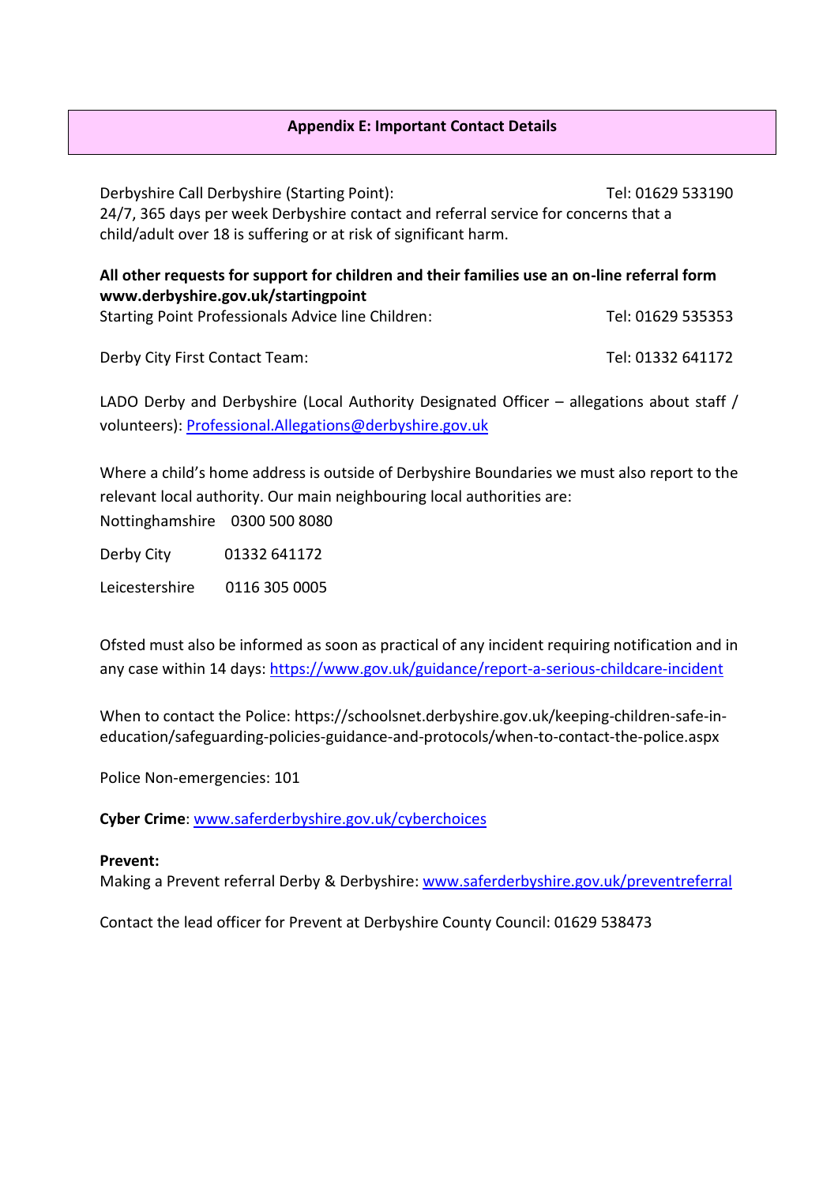## Appendix E: Important Contact Details

Derbyshire Call Derbyshire (Starting Point): Tel: 01629 533190
24/7, 365 days per week Derbyshire contact and referral service for concerns that a child/adult over 18 is suffering or at risk of significant harm.

**All other requests for support for children and their families use an on-line referral form www.derbyshire.gov.uk/startingpoint**
Starting Point Professionals Advice line Children: Tel: 01629 535353

Derby City First Contact Team: Tel: 01332 641172

LADO Derby and Derbyshire (Local Authority Designated Officer – allegations about staff / volunteers): Professional.Allegations@derbyshire.gov.uk

Where a child's home address is outside of Derbyshire Boundaries we must also report to the relevant local authority. Our main neighbouring local authorities are:

Nottinghamshire 0300 500 8080

Derby City 01332 641172

Leicestershire 0116 305 0005

Ofsted must also be informed as soon as practical of any incident requiring notification and in any case within 14 days: https://www.gov.uk/guidance/report-a-serious-childcare-incident

When to contact the Police: https://schoolsnet.derbyshire.gov.uk/keeping-children-safe-in-education/safeguarding-policies-guidance-and-protocols/when-to-contact-the-police.aspx

Police Non-emergencies: 101

**Cyber Crime**: www.saferderbyshire.gov.uk/cyberchoices

**Prevent:**
Making a Prevent referral Derby & Derbyshire: www.saferderbyshire.gov.uk/preventreferral

Contact the lead officer for Prevent at Derbyshire County Council: 01629 538473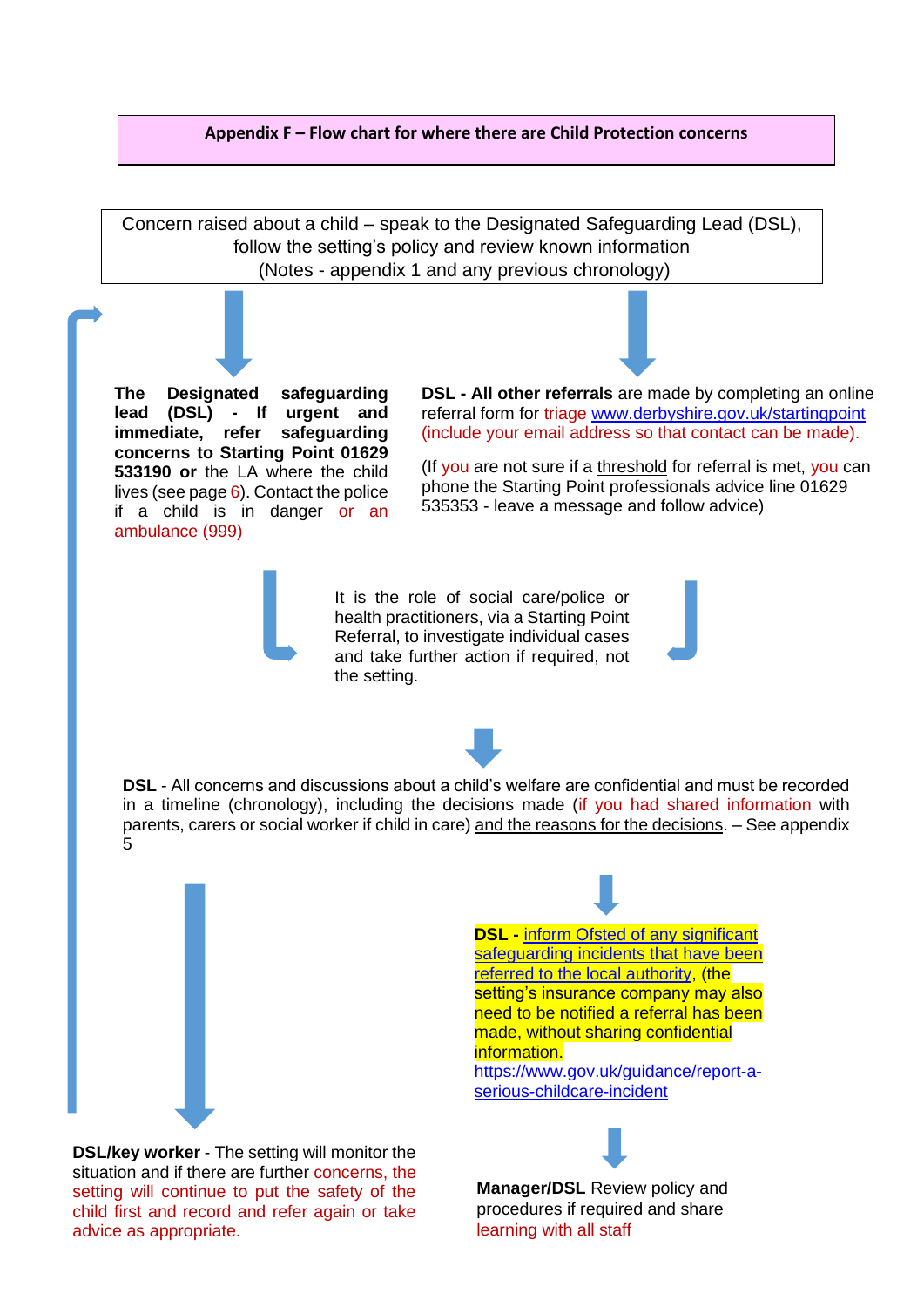## Appendix F – Flow chart for where there are Child Protection concerns

Concern raised about a child – speak to the Designated Safeguarding Lead (DSL), follow the setting's policy and review known information (Notes - appendix 1 and any previous chronology)

**The Designated safeguarding lead (DSL) - If urgent and immediate, refer safeguarding concerns to Starting Point 01629 533190 or** the LA where the child lives (see page 6). Contact the police if a child is in danger or an ambulance (999)

**DSL - All other referrals** are made by completing an online referral form for triage [www.derbyshire.gov.uk/startingpoint](http://www.derbyshire.gov.uk/startingpoint) (include your email address so that contact can be made).

(If you are not sure if a threshold for referral is met, you can phone the Starting Point professionals advice line 01629 535353 - leave a message and follow advice)

It is the role of social care/police or health practitioners, via a Starting Point Referral, to investigate individual cases and take further action if required, not the setting.

**DSL** - All concerns and discussions about a child's welfare are confidential and must be recorded in a timeline (chronology), including the decisions made (if you had shared information with parents, carers or social worker if child in care) and the reasons for the decisions. – See appendix 5

**DSL -** inform Ofsted of any significant safeguarding incidents that have been referred to the local authority, (the setting's insurance company may also need to be notified a referral has been made, without sharing confidential information. https://www.gov.uk/guidance/report-a-serious-childcare-incident

**DSL/key worker** - The setting will monitor the situation and if there are further concerns, the setting will continue to put the safety of the child first and record and refer again or take advice as appropriate.

**Manager/DSL** Review policy and procedures if required and share learning with all staff